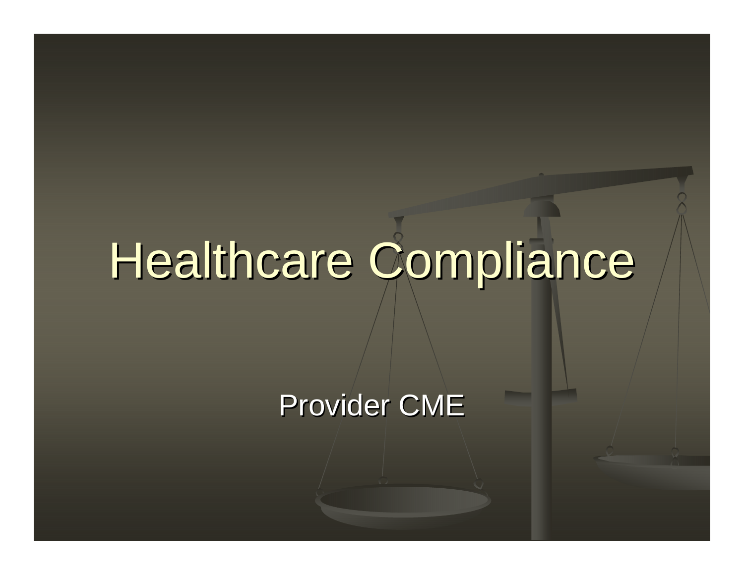# Healthcare Compliance

Provider CME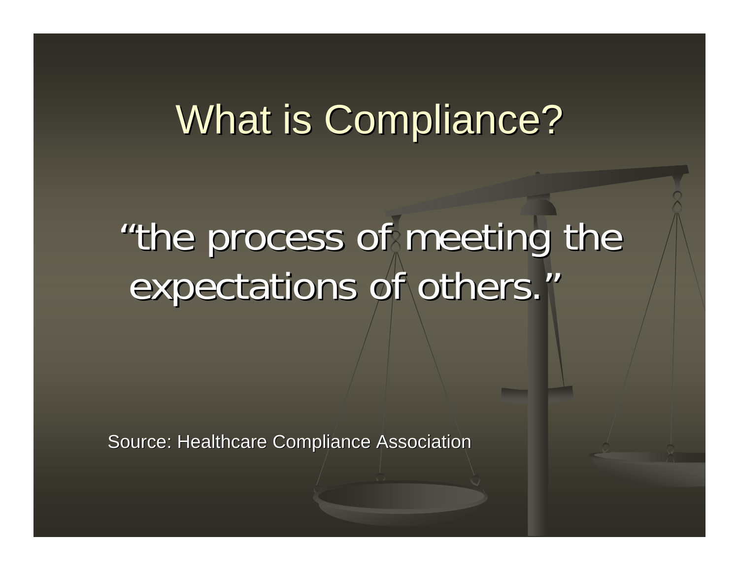# What is Compliance?

"the process of meeting the expectations of others."

Source: Healthcare Compliance Association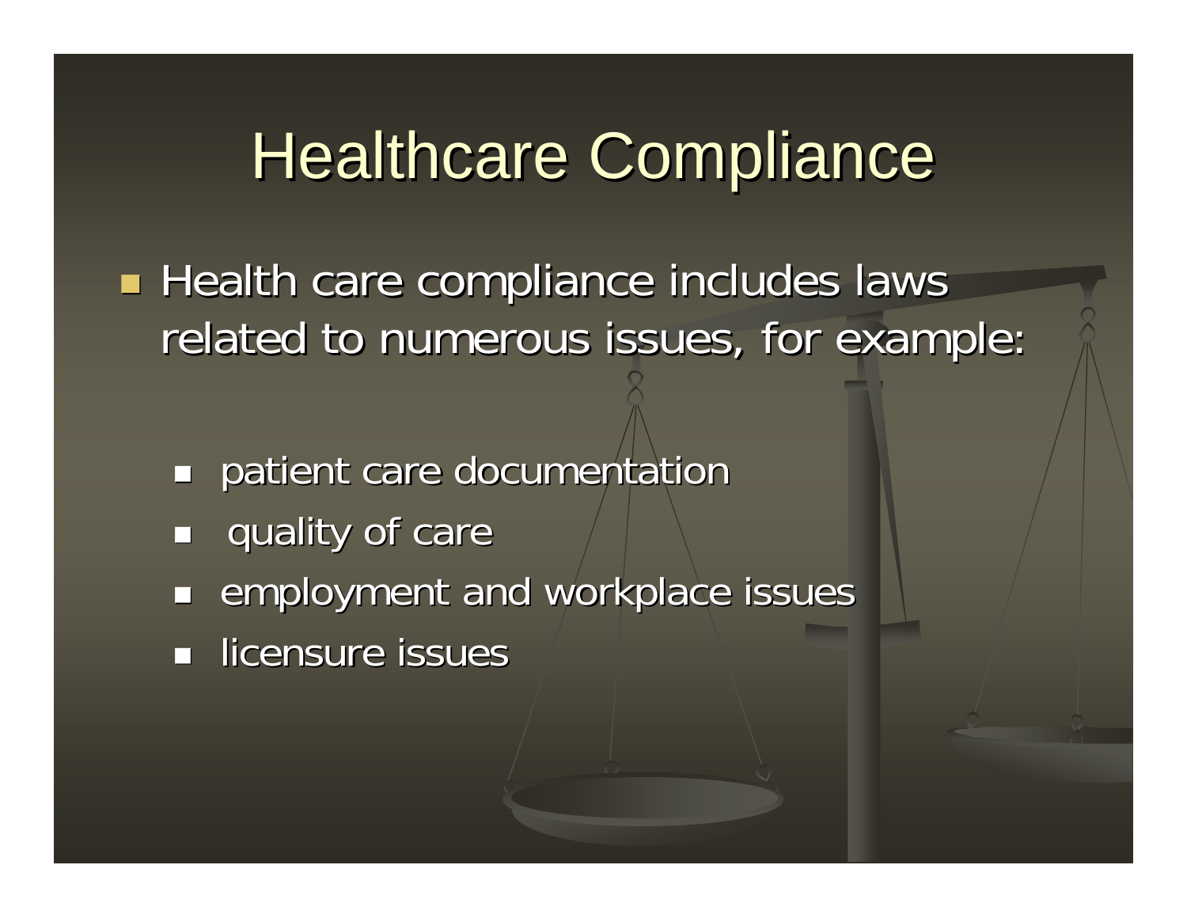# Healthcare Compliance

- Health care compliance includes laws related to numerous issues, for example:
  - patient care documentation
  - quality of care
  - employment and workplace issues
  - licensure issues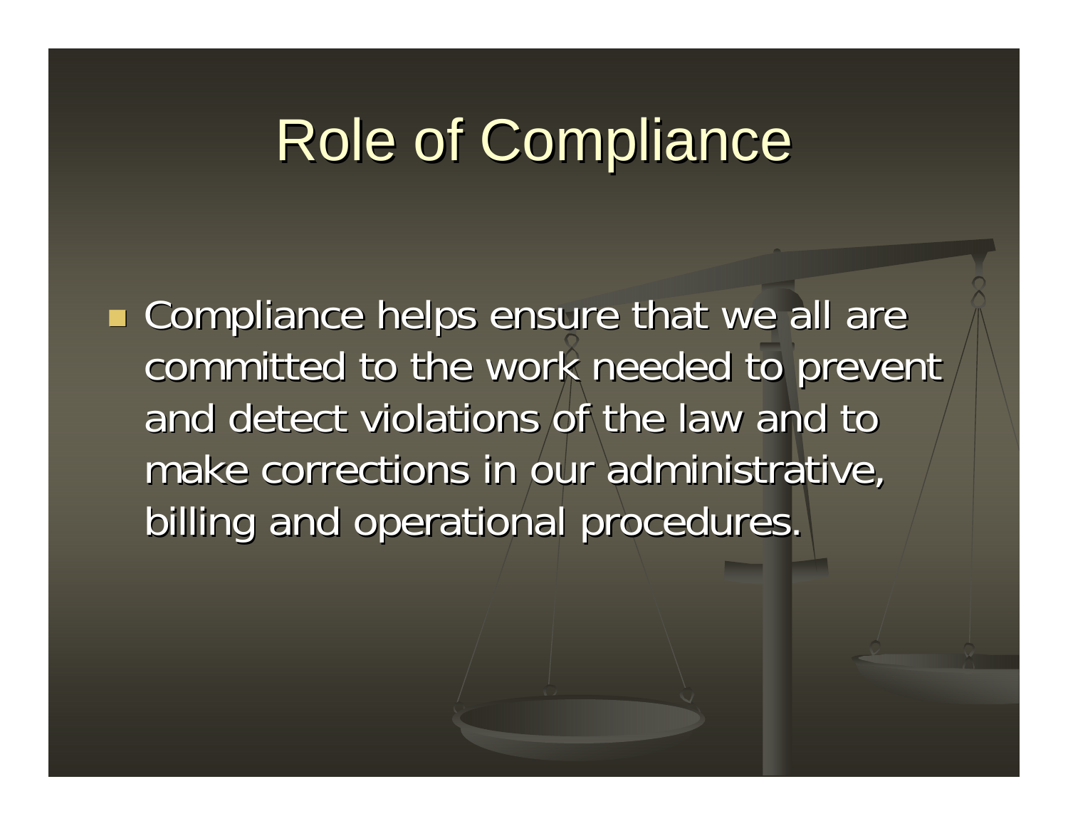# Role of Compliance

- Compliance helps ensure that we all are committed to the work needed to prevent and detect violations of the law and to make corrections in our administrative, billing and operational procedures.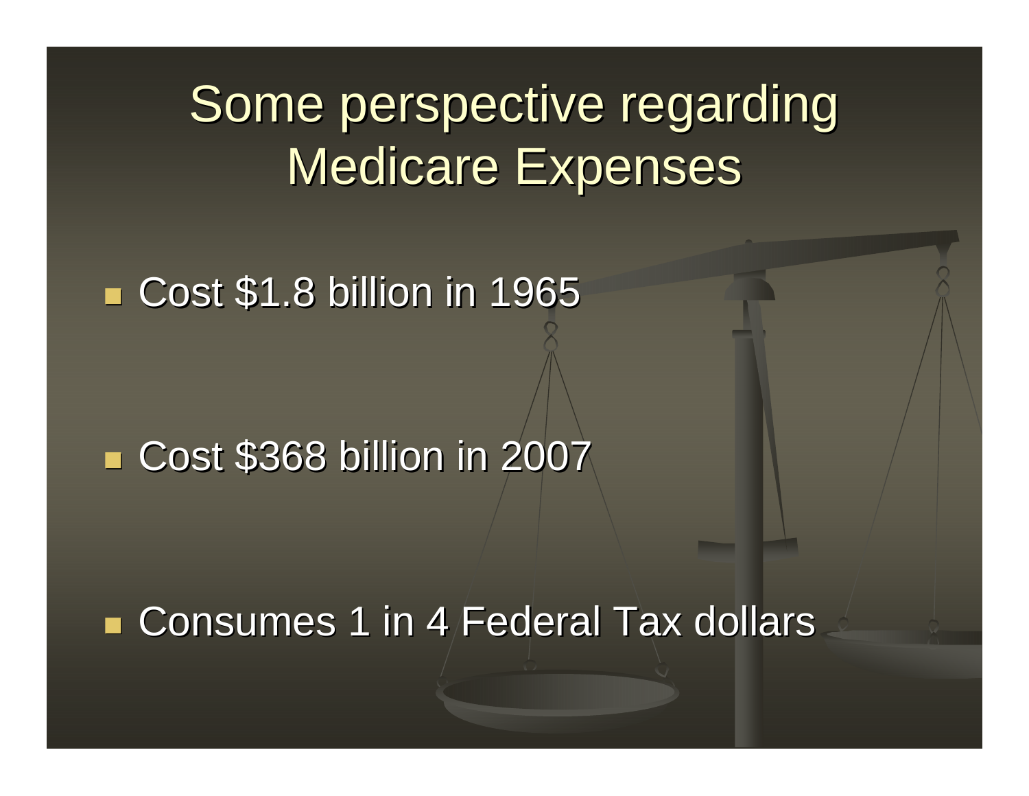# Some perspective regarding Medicare Expenses

- Cost $1.8 billion in 1965
- Cost $368 billion in 2007
- Consumes 1 in 4 Federal Tax dollars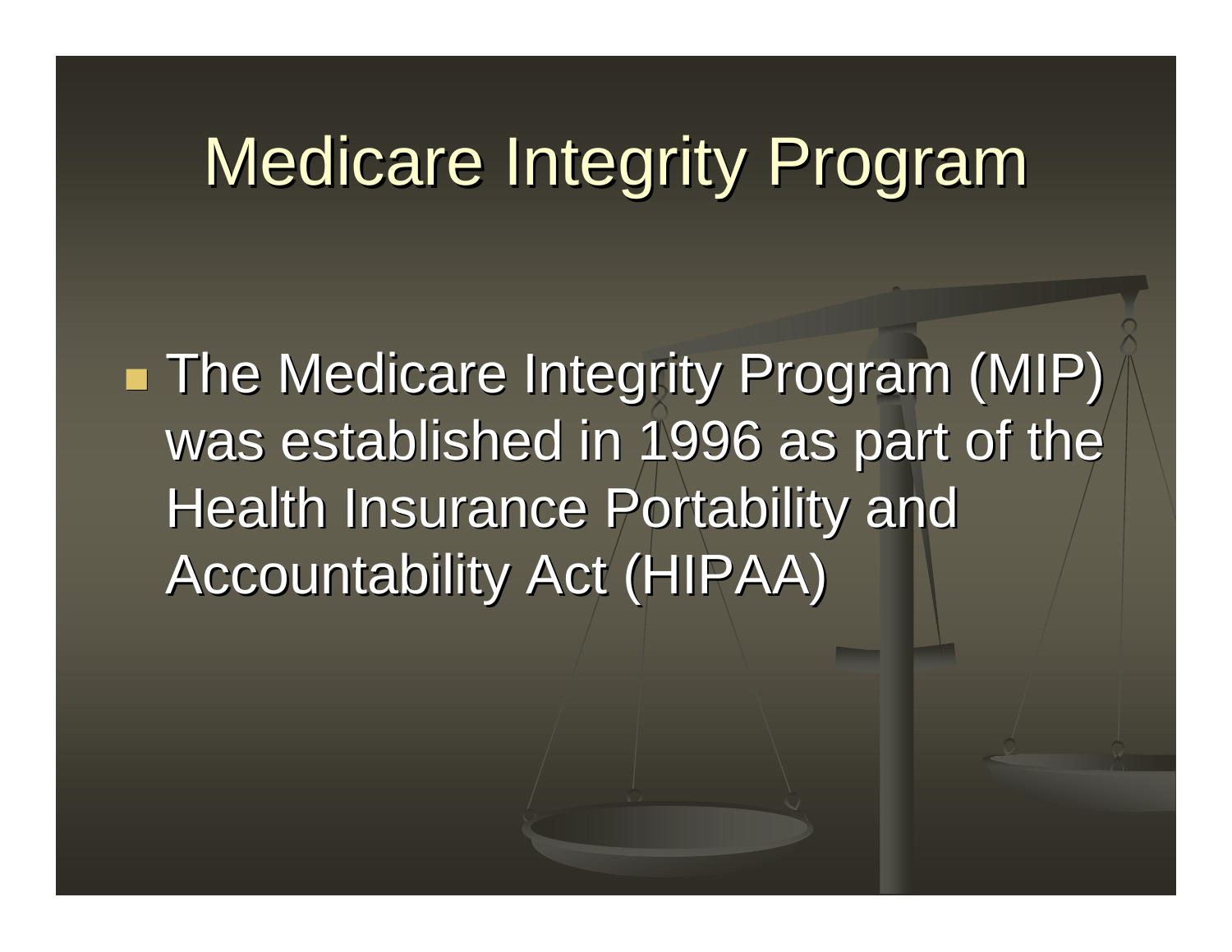# Medicare Integrity Program

- The Medicare Integrity Program (MIP) was established in 1996 as part of the Health Insurance Portability and Accountability Act (HIPAA)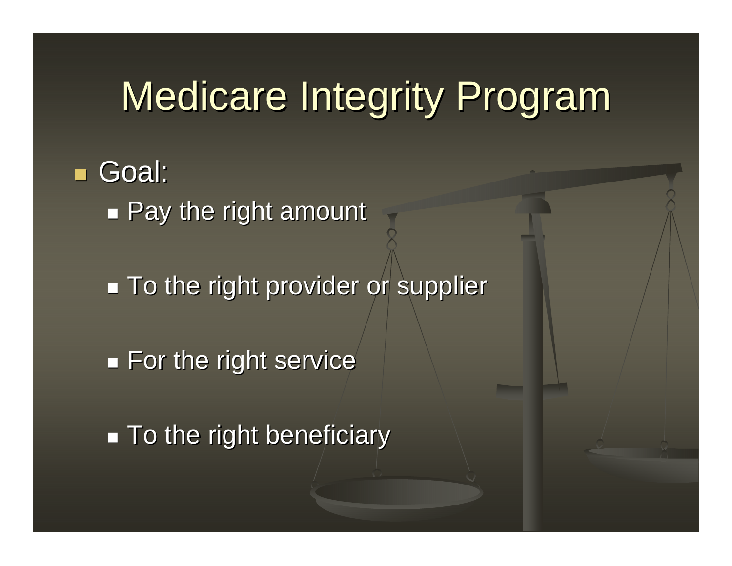# Medicare Integrity Program

- Goal:
  - Pay the right amount
  - To the right provider or supplier
  - For the right service
  - To the right beneficiary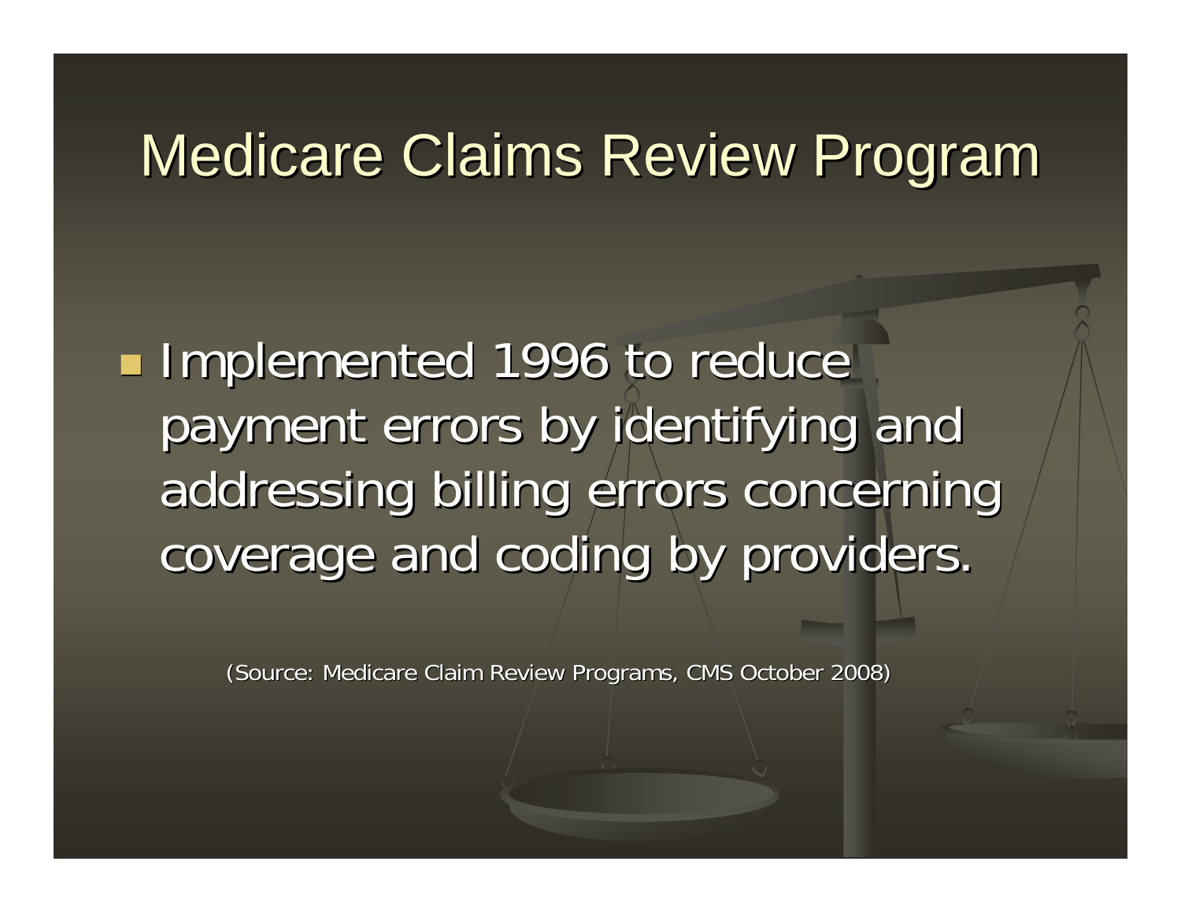# Medicare Claims Review Program

- Implemented 1996 to reduce payment errors by identifying and addressing billing errors concerning coverage and coding by providers.

(Source: Medicare Claim Review Programs, CMS October 2008)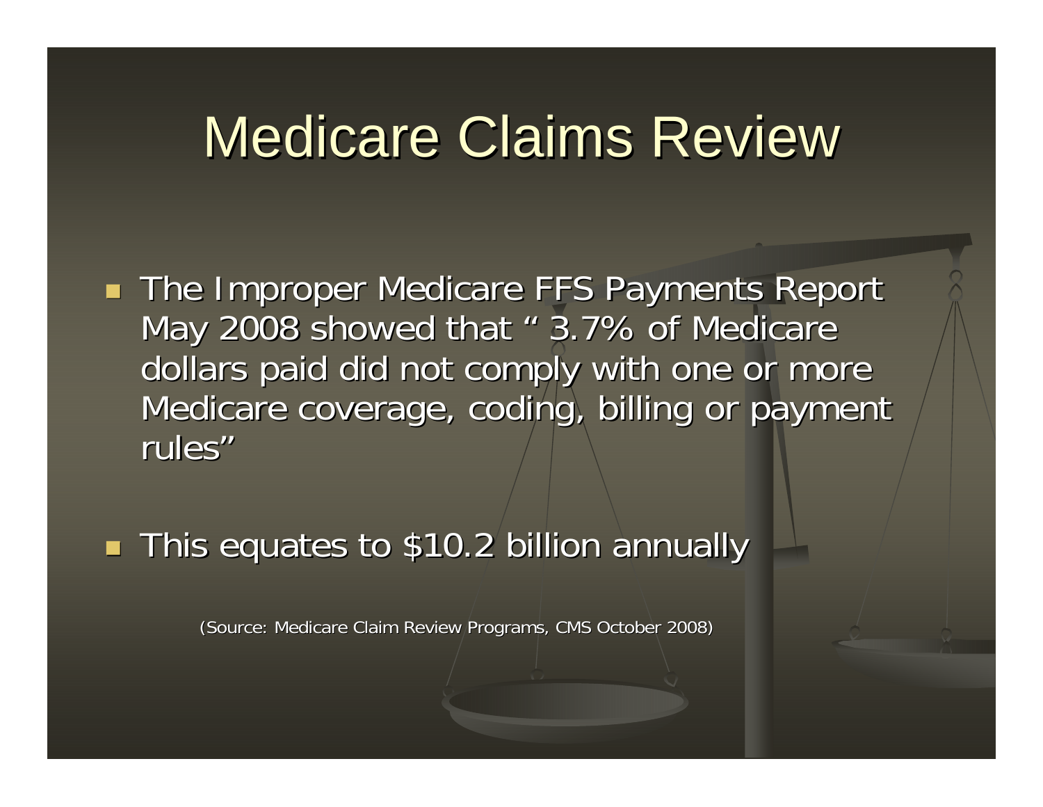# Medicare Claims Review

- The Improper Medicare FFS Payments Report May 2008 showed that " 3.7% of Medicare dollars paid did not comply with one or more Medicare coverage, coding, billing or payment rules"

- This equates to $10.2 billion annually

(Source: Medicare Claim Review Programs, CMS October 2008)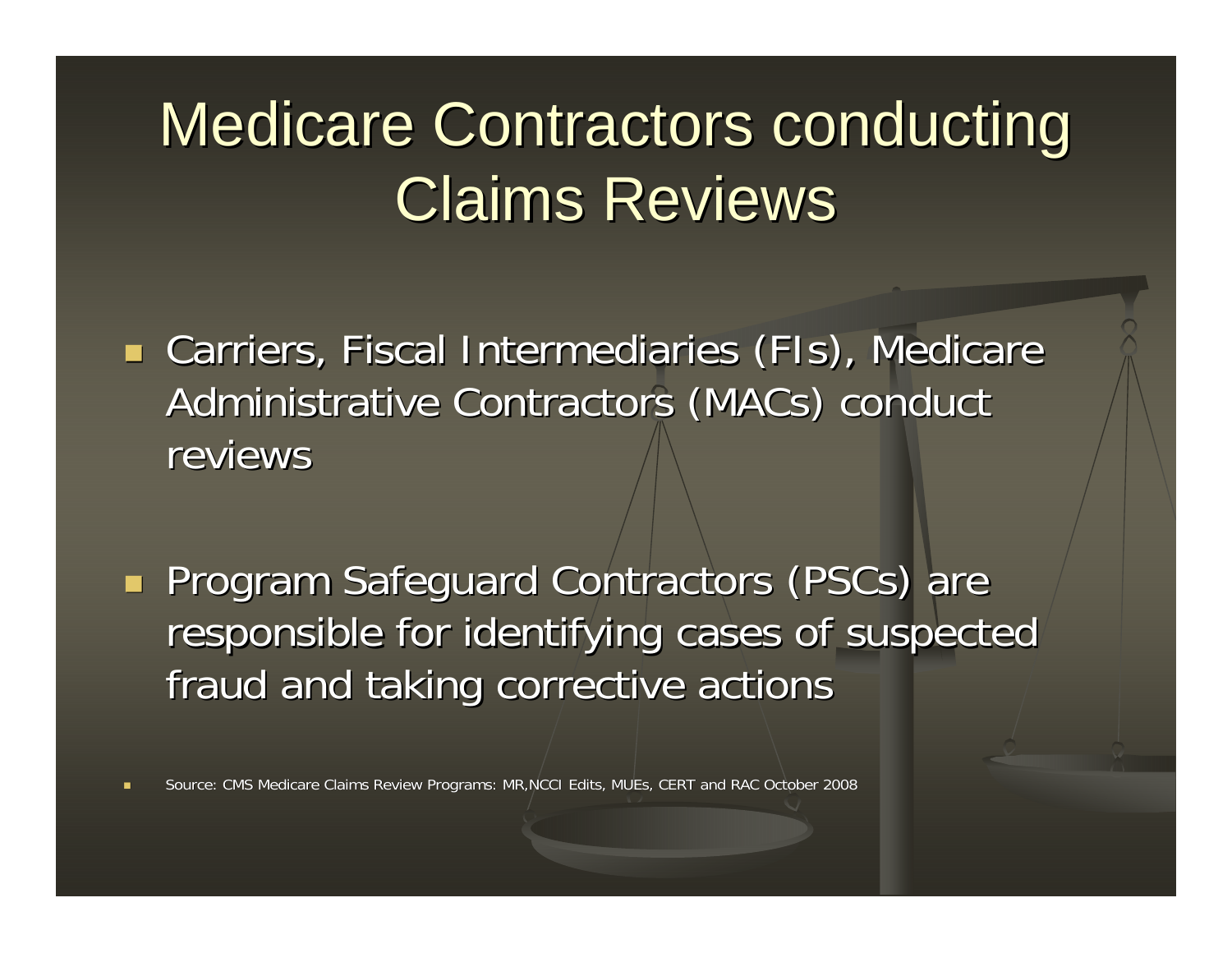# Medicare Contractors conducting Claims Reviews

- Carriers, Fiscal Intermediaries (FIs), Medicare Administrative Contractors (MACs) conduct reviews
- Program Safeguard Contractors (PSCs) are responsible for identifying cases of suspected fraud and taking corrective actions

- Source: CMS Medicare Claims Review Programs: MR,NCCI Edits, MUEs, CERT and RAC October 2008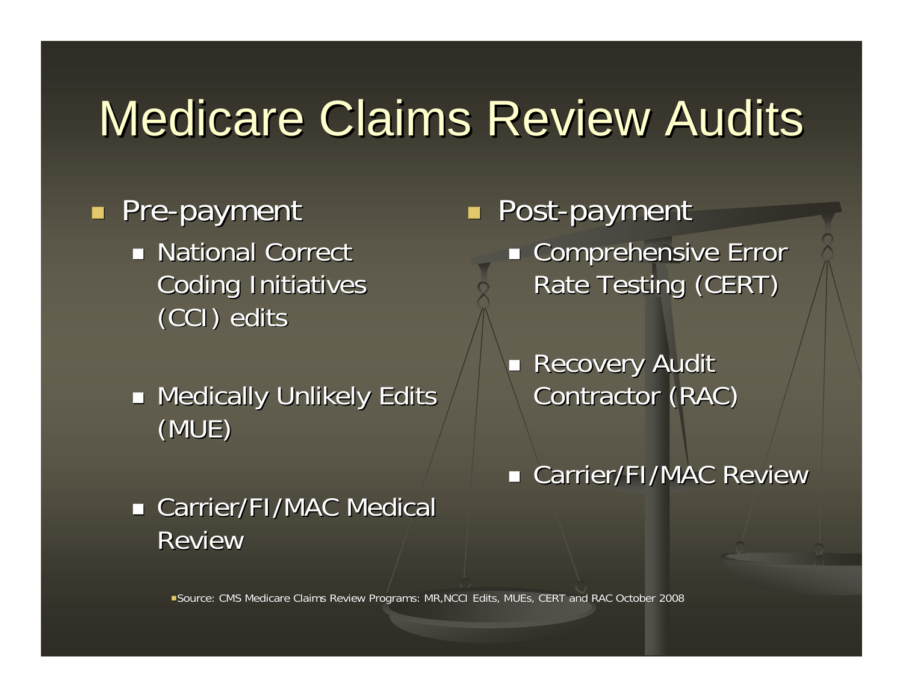# Medicare Claims Review Audits

- Pre-payment
  - National Correct Coding Initiatives (CCI) edits
  - Medically Unlikely Edits (MUE)
  - Carrier/FI/MAC Medical Review
- Post-payment
  - Comprehensive Error Rate Testing (CERT)
  - Recovery Audit Contractor (RAC)
  - Carrier/FI/MAC Review

Source: CMS Medicare Claims Review Programs: MR,NCCI Edits, MUEs, CERT and RAC October 2008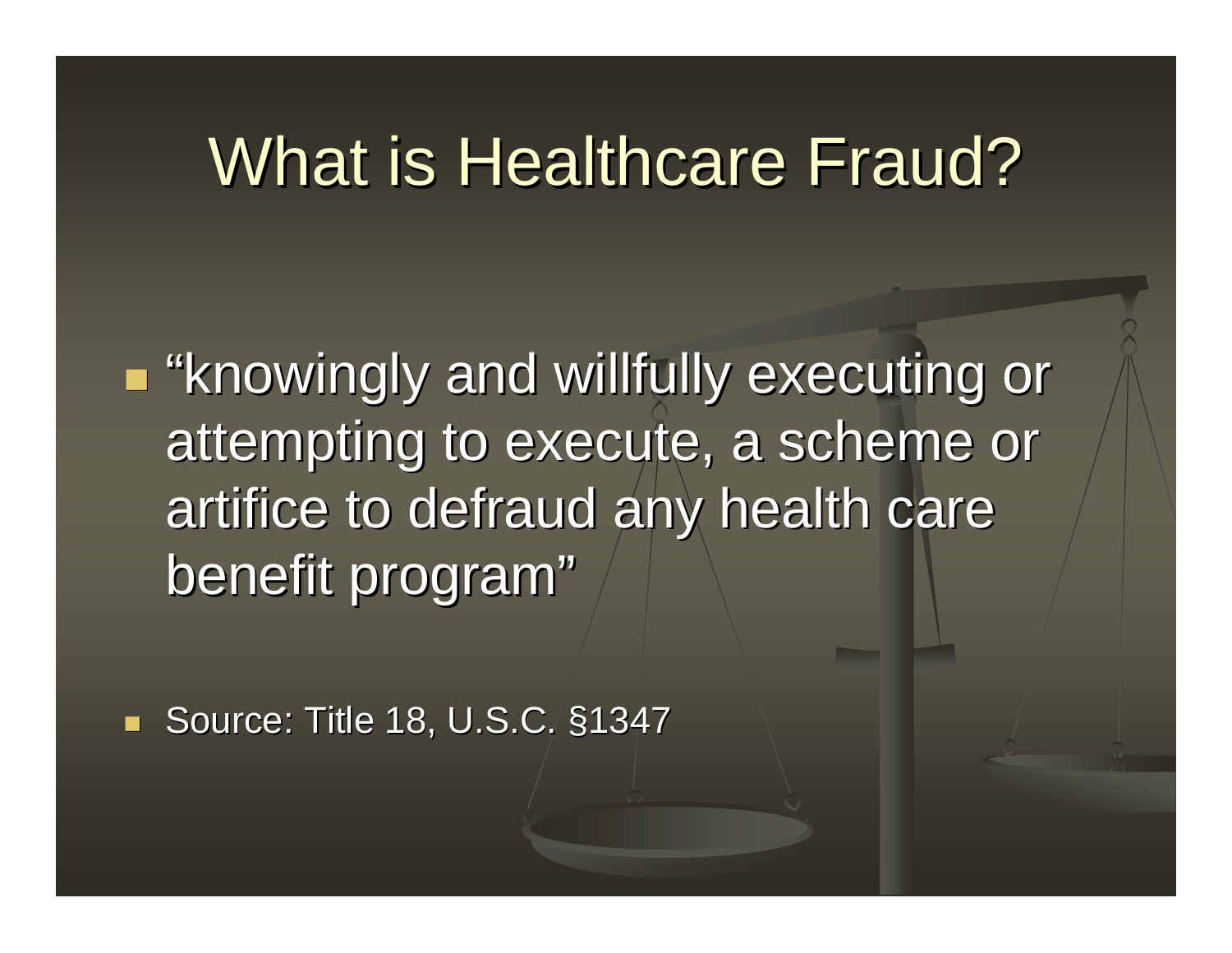# What is Healthcare Fraud?

- "knowingly and willfully executing or attempting to execute, a scheme or artifice to defraud any health care benefit program"

- Source: Title 18, U.S.C. §1347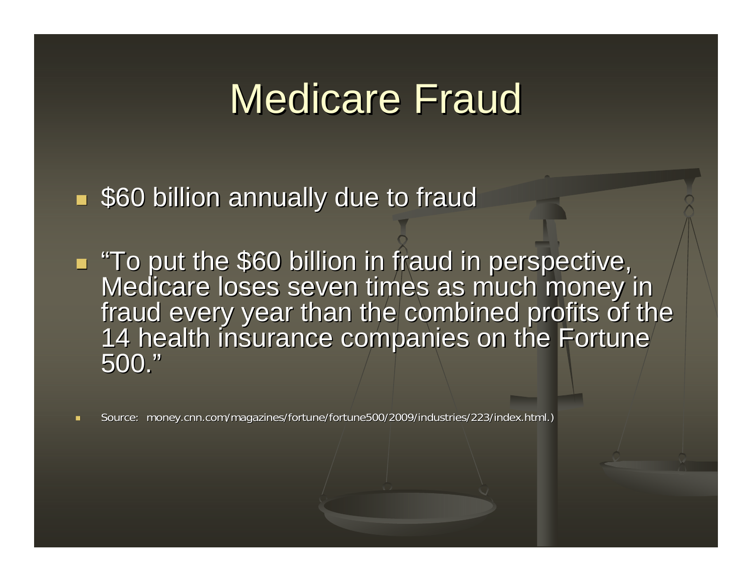# Medicare Fraud

- $60 billion annually due to fraud
- "To put the $60 billion in fraud in perspective, Medicare loses seven times as much money in fraud every year than the combined profits of the 14 health insurance companies on the Fortune 500."
- Source: money.cnn.com/magazines/fortune/fortune500/2009/industries/223/index.html.)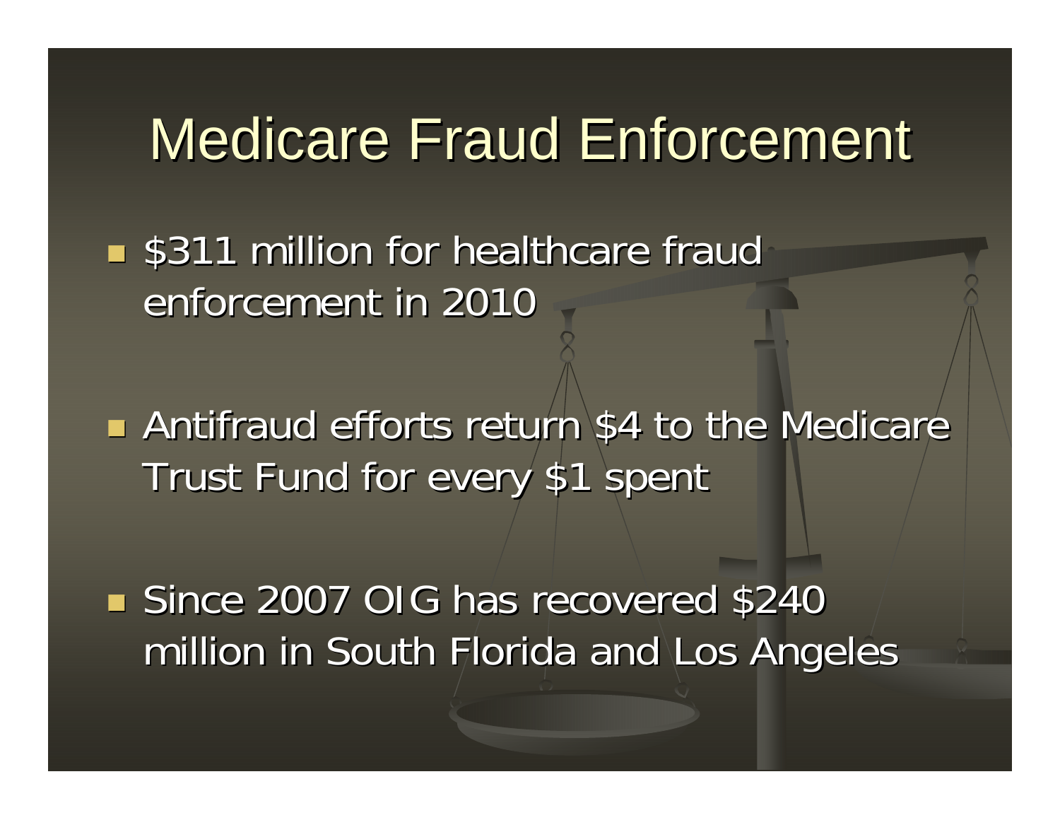# Medicare Fraud Enforcement

- $311 million for healthcare fraud enforcement in 2010
- Antifraud efforts return $4 to the Medicare Trust Fund for every $1 spent
- Since 2007 OIG has recovered $240 million in South Florida and Los Angeles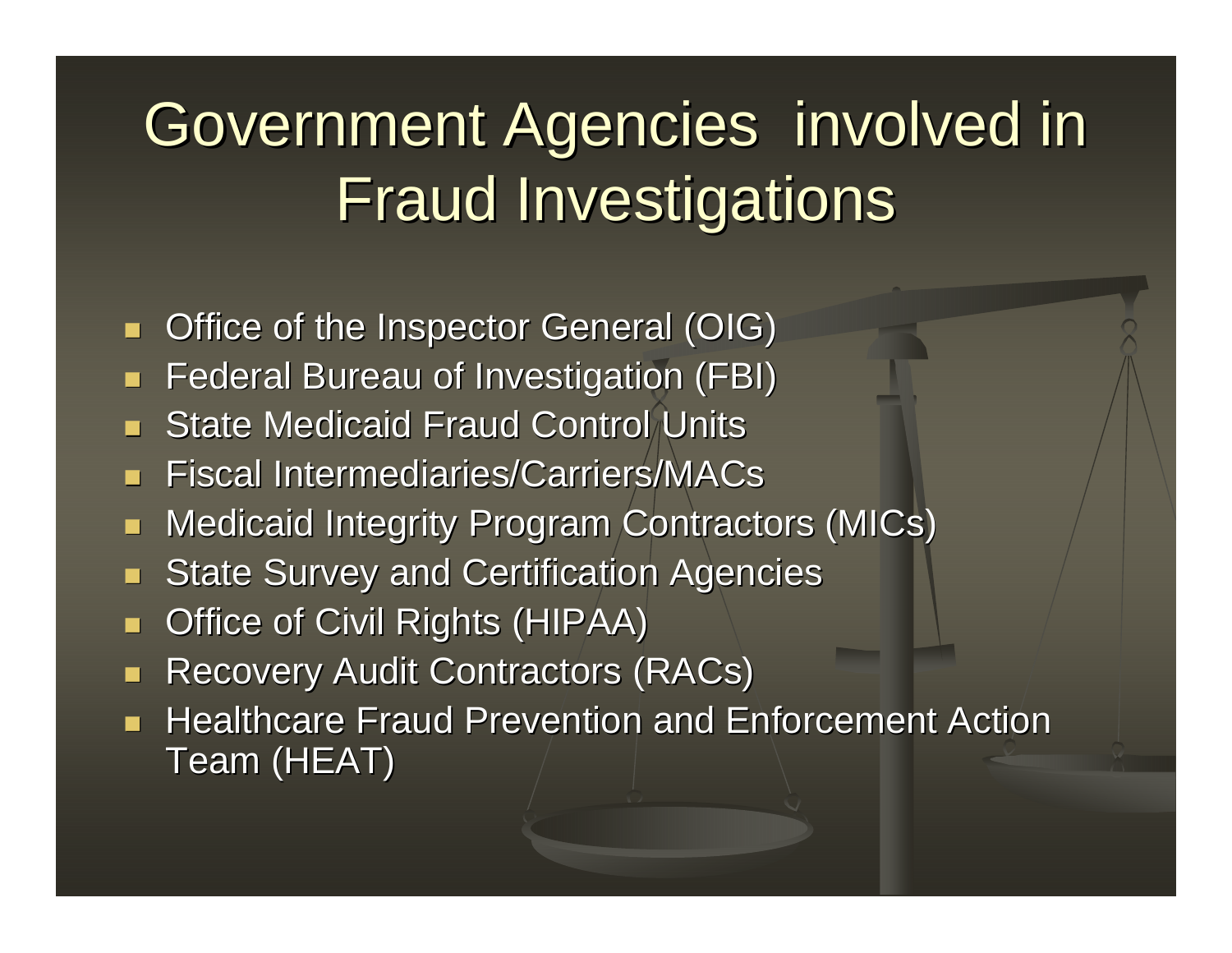# Government Agencies involved in Fraud Investigations

- Office of the Inspector General (OIG)
- Federal Bureau of Investigation (FBI)
- State Medicaid Fraud Control Units
- Fiscal Intermediaries/Carriers/MACs
- Medicaid Integrity Program Contractors (MICs)
- State Survey and Certification Agencies
- Office of Civil Rights (HIPAA)
- Recovery Audit Contractors (RACs)
- Healthcare Fraud Prevention and Enforcement Action Team (HEAT)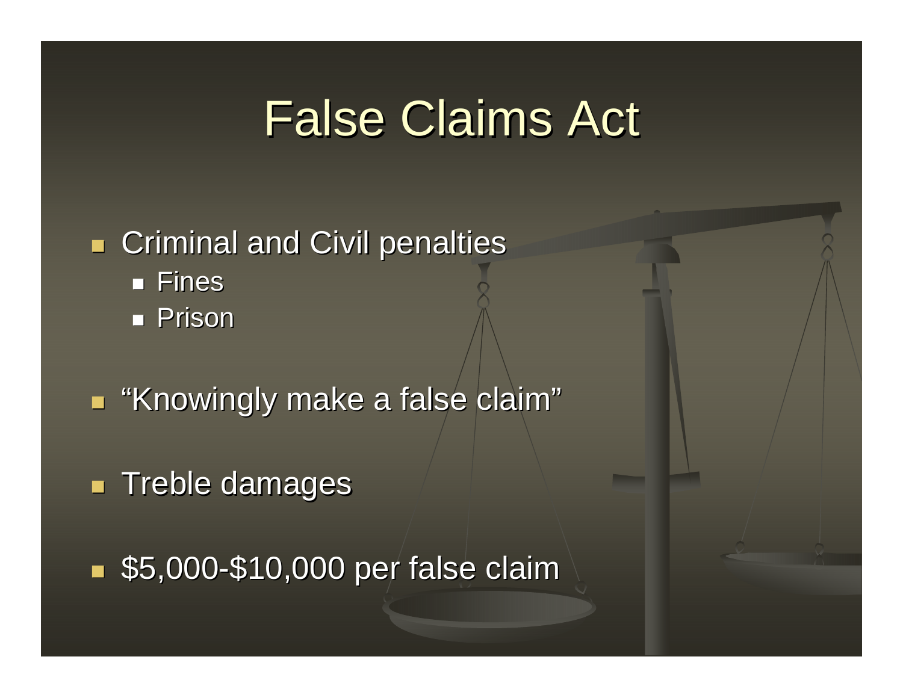# False Claims Act

- Criminal and Civil penalties
  - Fines
  - Prison
- "Knowingly make a false claim"
- Treble damages
- $5,000-$10,000 per false claim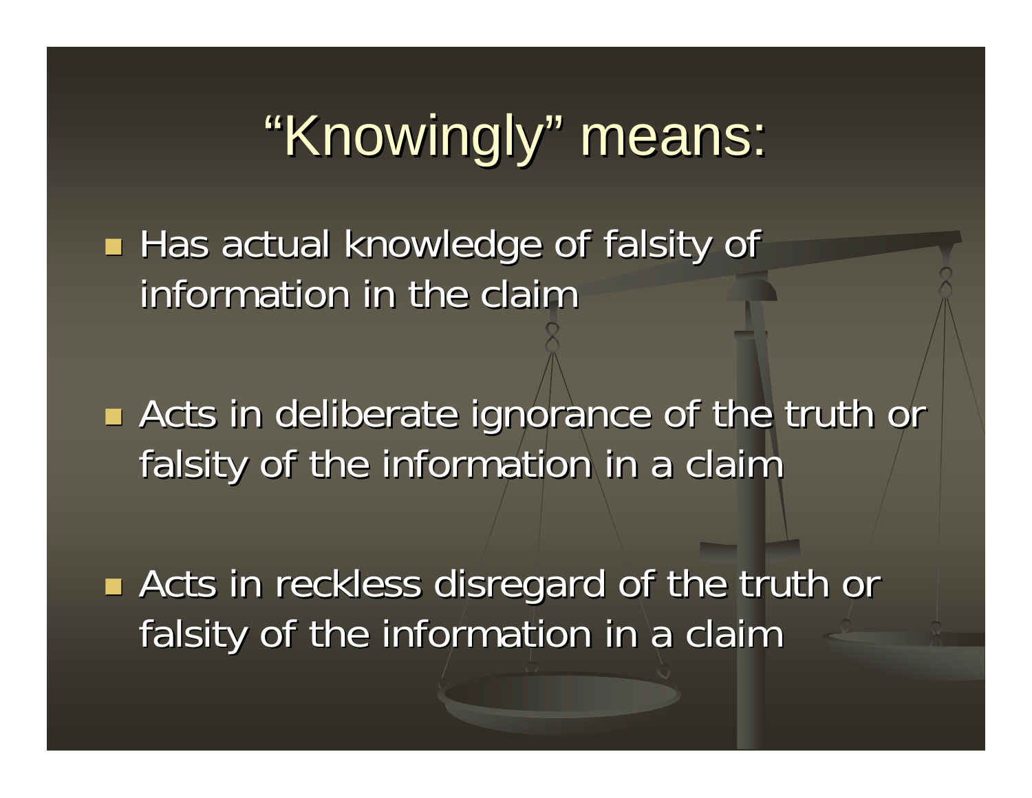# "Knowingly" means:

- Has actual knowledge of falsity of information in the claim
- Acts in deliberate ignorance of the truth or falsity of the information in a claim
- Acts in reckless disregard of the truth or falsity of the information in a claim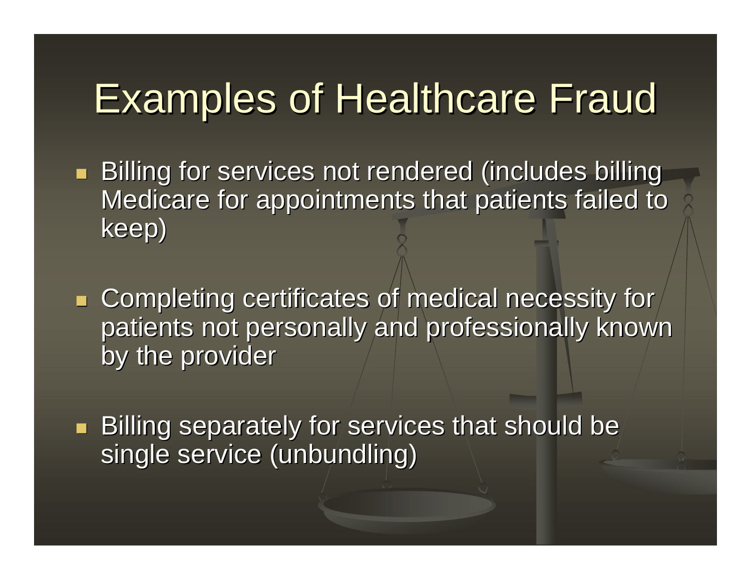# Examples of Healthcare Fraud

- Billing for services not rendered (includes billing Medicare for appointments that patients failed to keep)

- Completing certificates of medical necessity for patients not personally and professionally known by the provider

- Billing separately for services that should be single service (unbundling)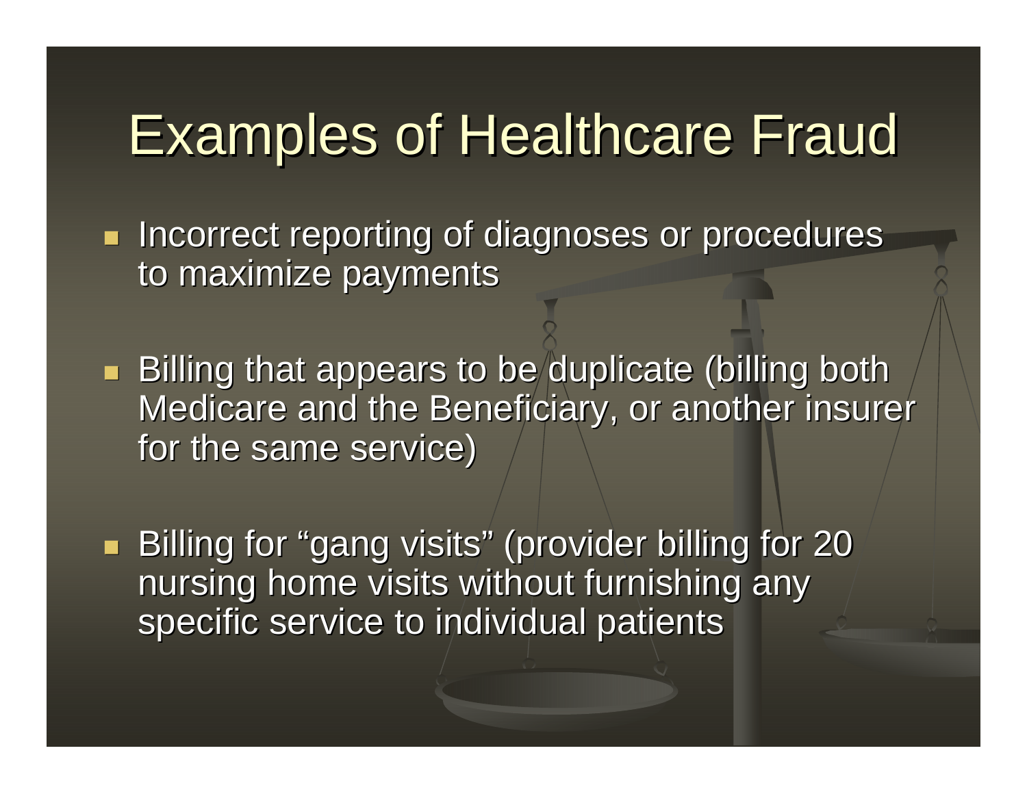# Examples of Healthcare Fraud

- Incorrect reporting of diagnoses or procedures to maximize payments
- Billing that appears to be duplicate (billing both Medicare and the Beneficiary, or another insurer for the same service)
- Billing for "gang visits" (provider billing for 20 nursing home visits without furnishing any specific service to individual patients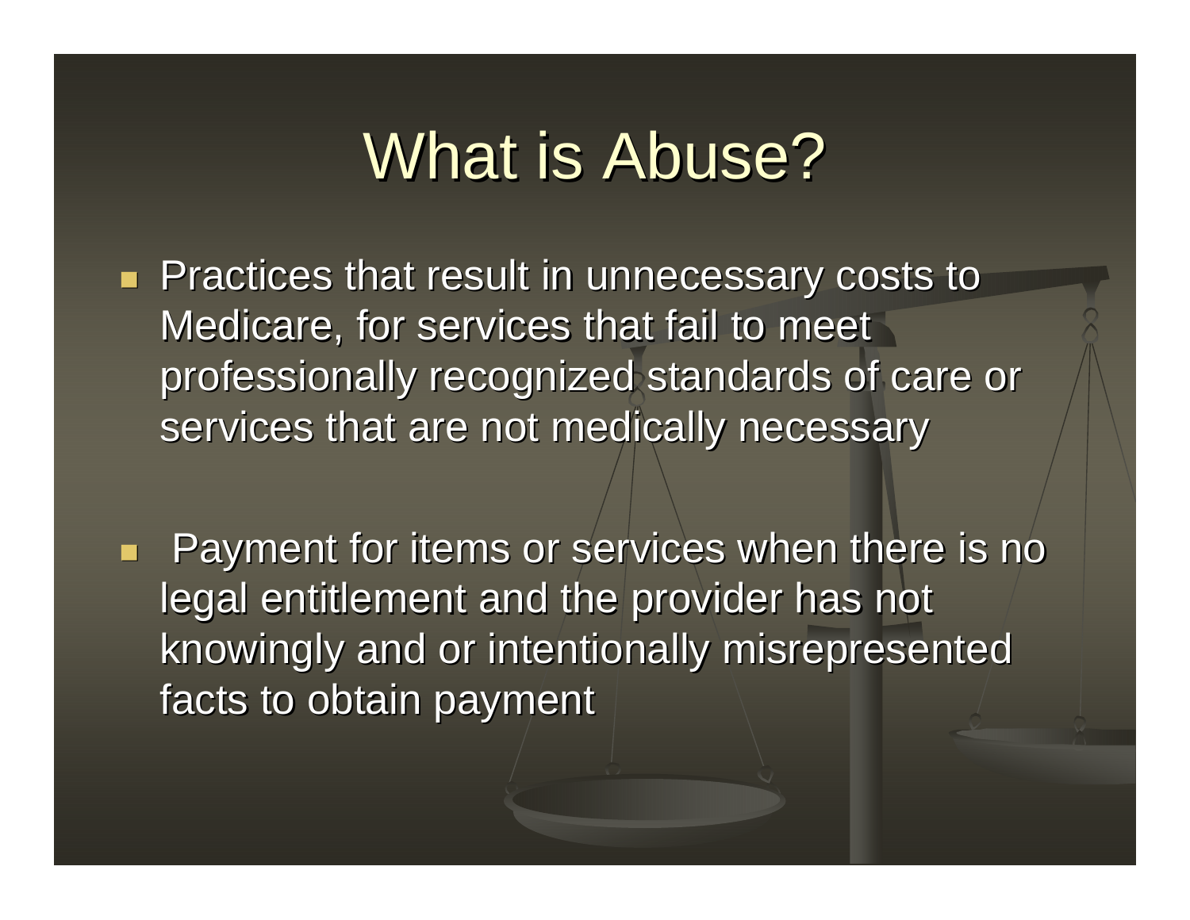# What is Abuse?

- Practices that result in unnecessary costs to Medicare, for services that fail to meet professionally recognized standards of care or services that are not medically necessary
- Payment for items or services when there is no legal entitlement and the provider has not knowingly and or intentionally misrepresented facts to obtain payment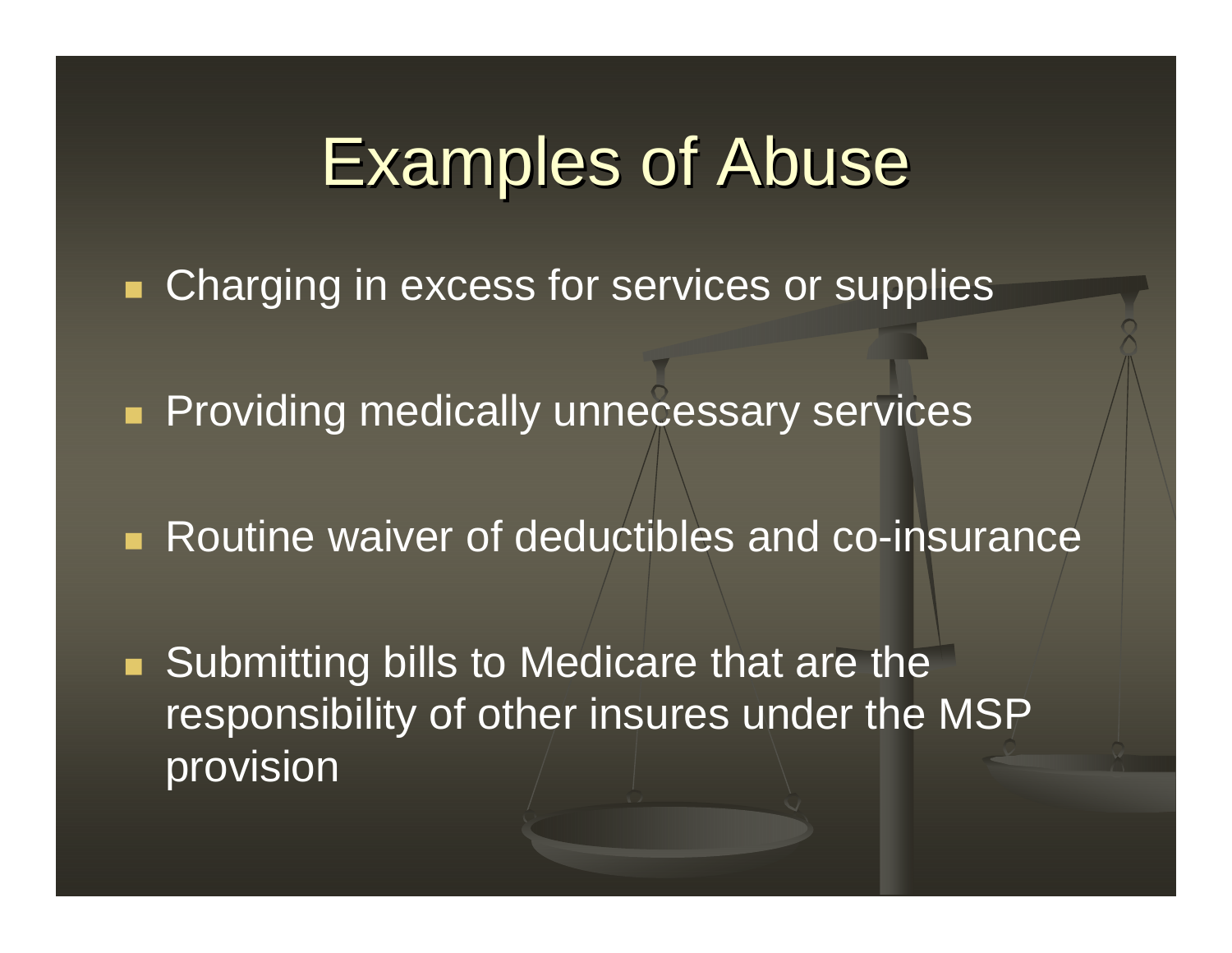# Examples of Abuse

- Charging in excess for services or supplies
- Providing medically unnecessary services
- Routine waiver of deductibles and co-insurance
- Submitting bills to Medicare that are the responsibility of other insures under the MSP provision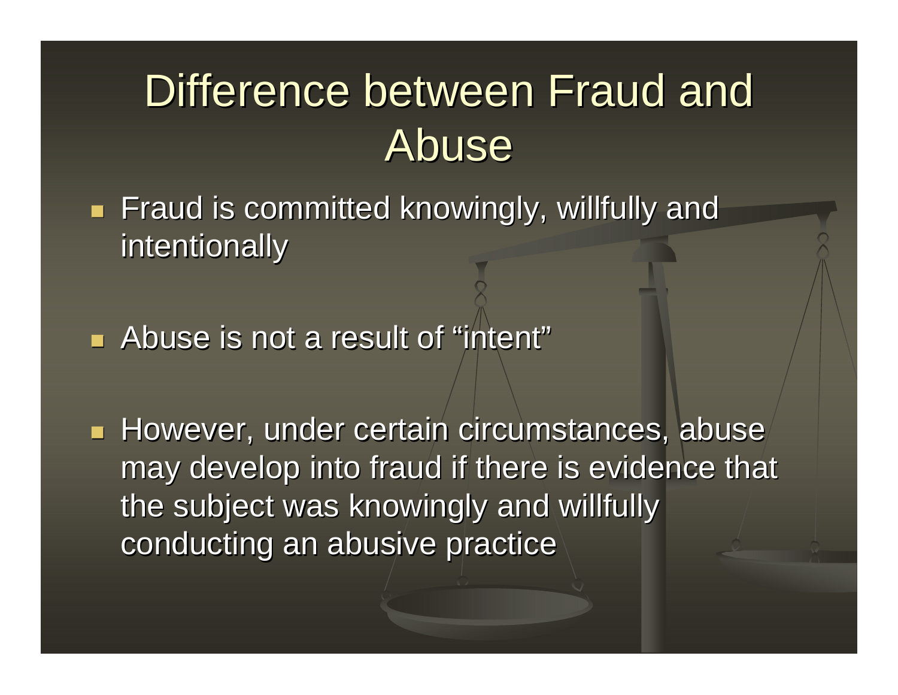# Difference between Fraud and Abuse

- Fraud is committed knowingly, willfully and intentionally
- Abuse is not a result of "intent"
- However, under certain circumstances, abuse may develop into fraud if there is evidence that the subject was knowingly and willfully conducting an abusive practice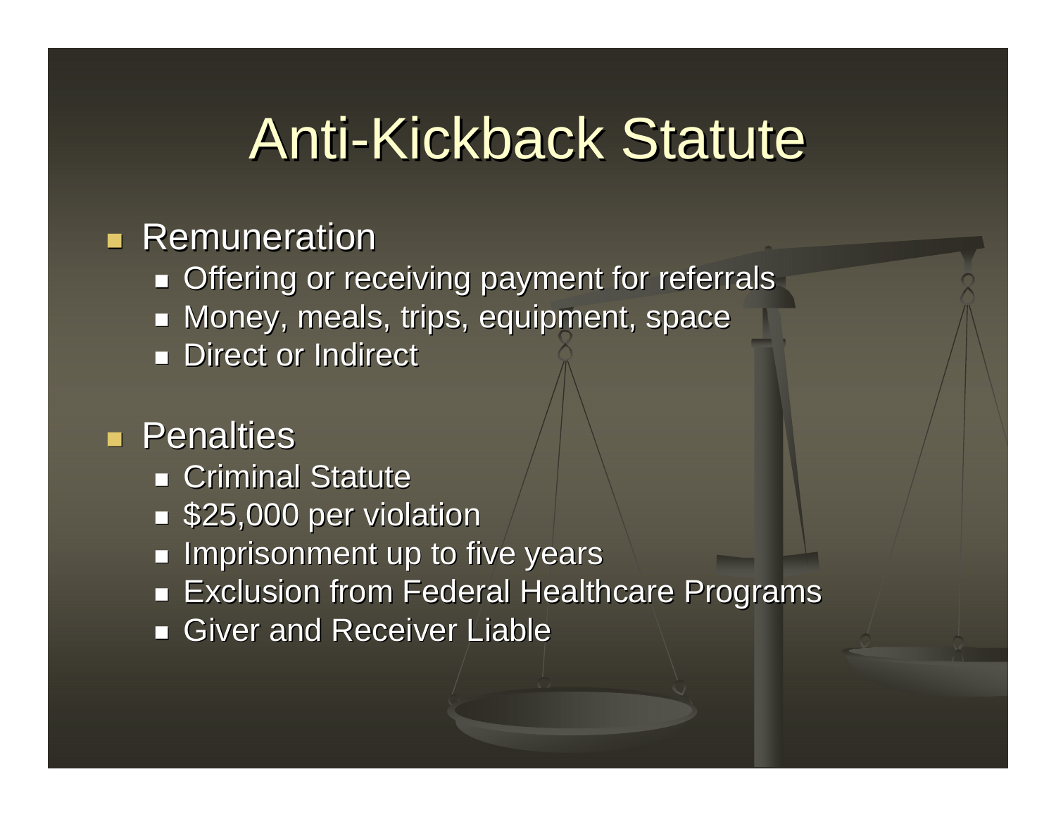# Anti-Kickback Statute

- Remuneration
  - Offering or receiving payment for referrals
  - Money, meals, trips, equipment, space
  - Direct or Indirect
- Penalties
  - Criminal Statute
  - $25,000 per violation
  - Imprisonment up to five years
  - Exclusion from Federal Healthcare Programs
  - Giver and Receiver Liable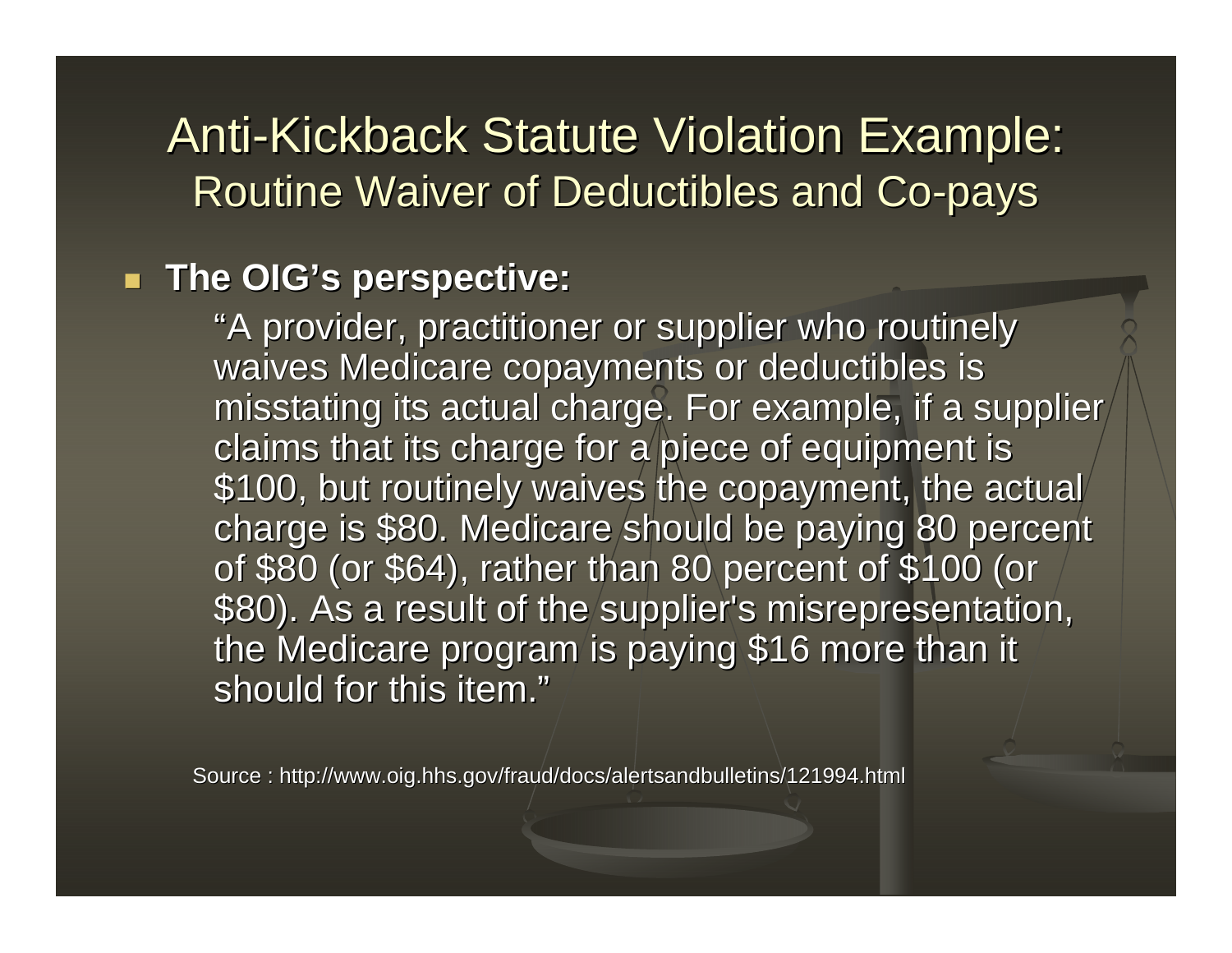# Anti-Kickback Statute Violation Example:

## Routine Waiver of Deductibles and Co-pays

- **The OIG's perspective:**

  "A provider, practitioner or supplier who routinely waives Medicare copayments or deductibles is misstating its actual charge. For example, if a supplier claims that its charge for a piece of equipment is $100, but routinely waives the copayment, the actual charge is $80. Medicare should be paying 80 percent of $80 (or $64), rather than 80 percent of $100 (or $80). As a result of the supplier's misrepresentation, the Medicare program is paying $16 more than it should for this item."

Source : http://www.oig.hhs.gov/fraud/docs/alertsandbulletins/121994.html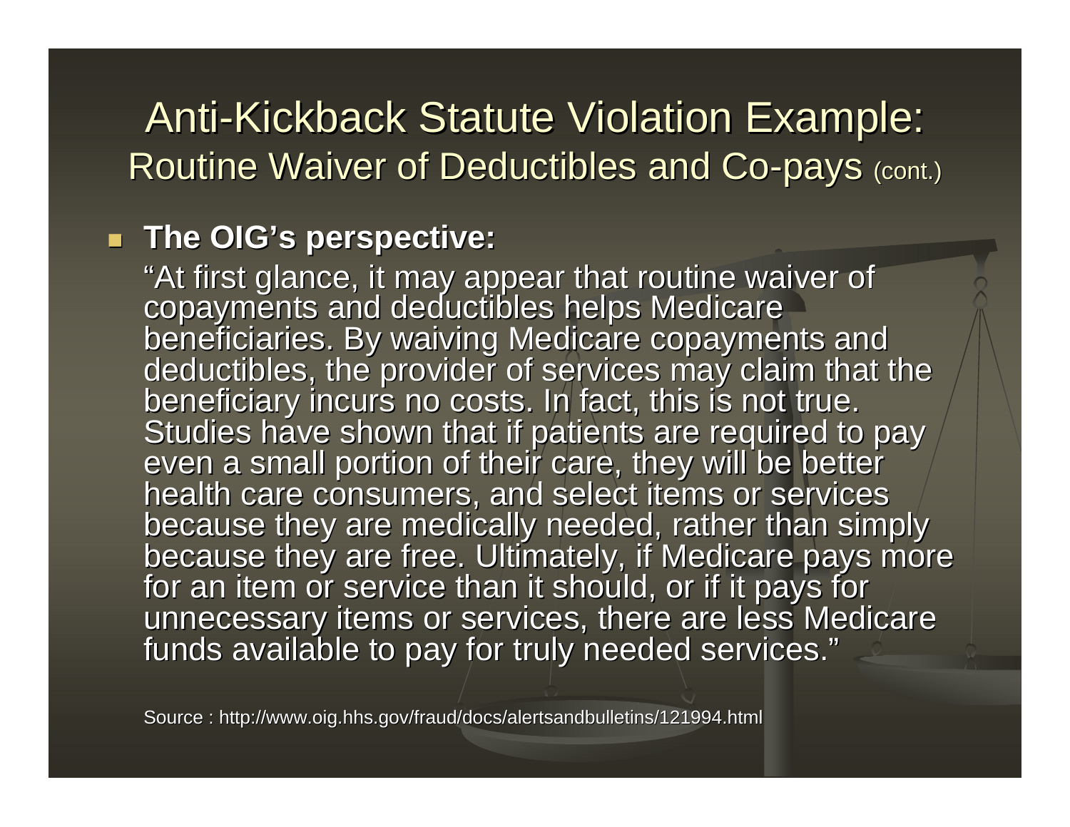# Anti-Kickback Statute Violation Example: Routine Waiver of Deductibles and Co-pays (cont.)

- **The OIG's perspective:**

  "At first glance, it may appear that routine waiver of copayments and deductibles helps Medicare beneficiaries. By waiving Medicare copayments and deductibles, the provider of services may claim that the beneficiary incurs no costs. In fact, this is not true. Studies have shown that if patients are required to pay even a small portion of their care, they will be better health care consumers, and select items or services because they are medically needed, rather than simply because they are free. Ultimately, if Medicare pays more for an item or service than it should, or if it pays for unnecessary items or services, there are less Medicare funds available to pay for truly needed services."

Source : http://www.oig.hhs.gov/fraud/docs/alertsandbulletins/121994.html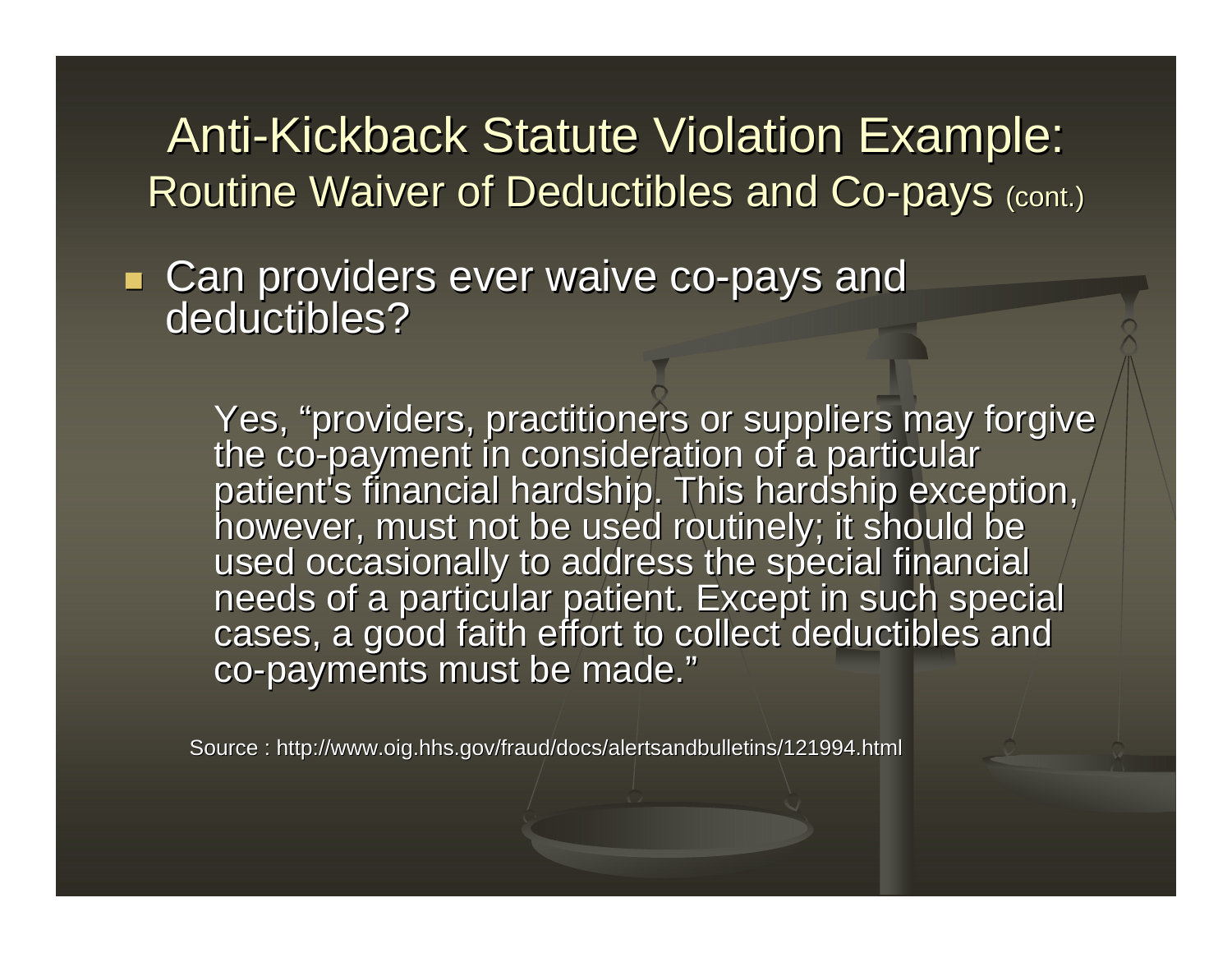# Anti-Kickback Statute Violation Example:

## Routine Waiver of Deductibles and Co-pays (cont.)

- Can providers ever waive co-pays and deductibles?

  Yes, "providers, practitioners or suppliers may forgive the co-payment in consideration of a particular patient's financial hardship. This hardship exception, however, must not be used routinely; it should be used occasionally to address the special financial needs of a particular patient. Except in such special cases, a good faith effort to collect deductibles and co-payments must be made."

Source : http://www.oig.hhs.gov/fraud/docs/alertsandbulletins/121994.html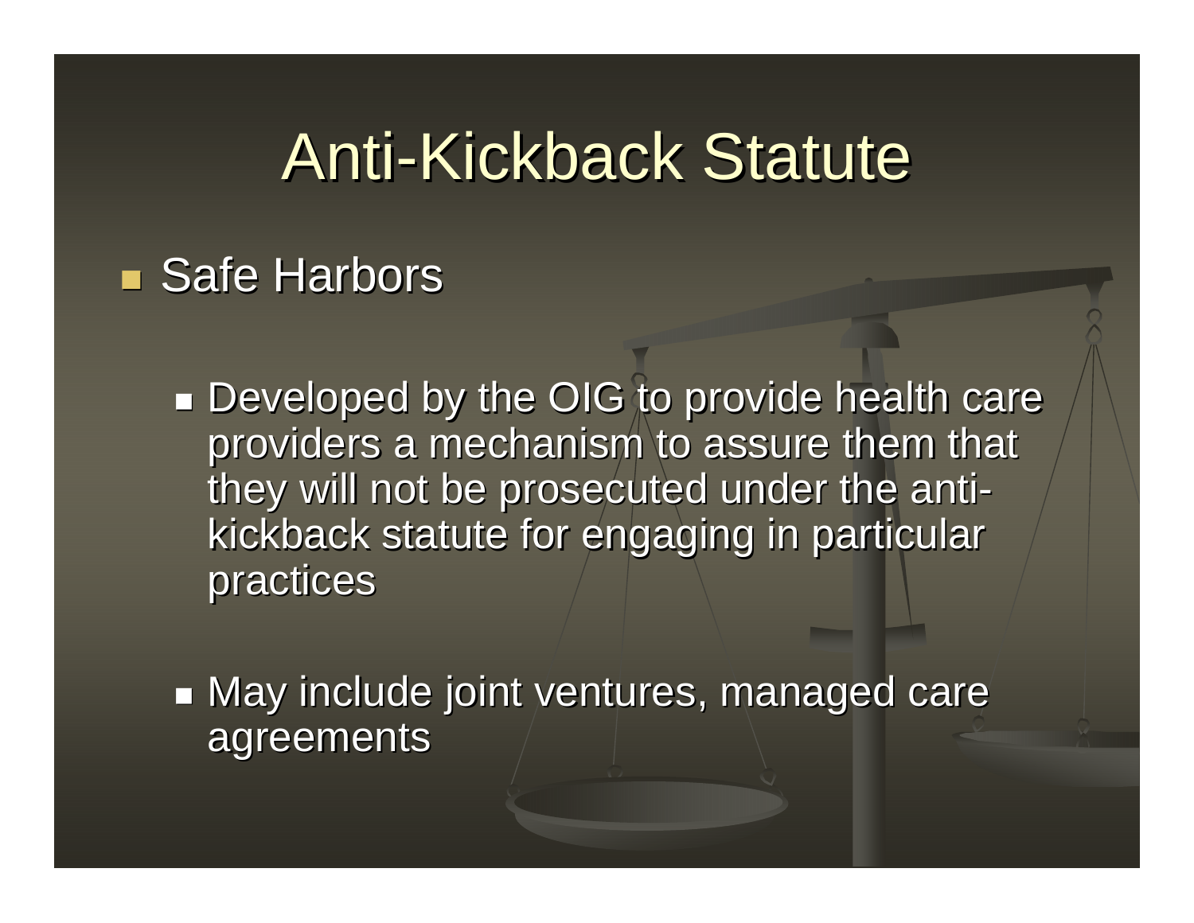# Anti-Kickback Statute

- Safe Harbors
  - Developed by the OIG to provide health care providers a mechanism to assure them that they will not be prosecuted under the anti-kickback statute for engaging in particular practices
  - May include joint ventures, managed care agreements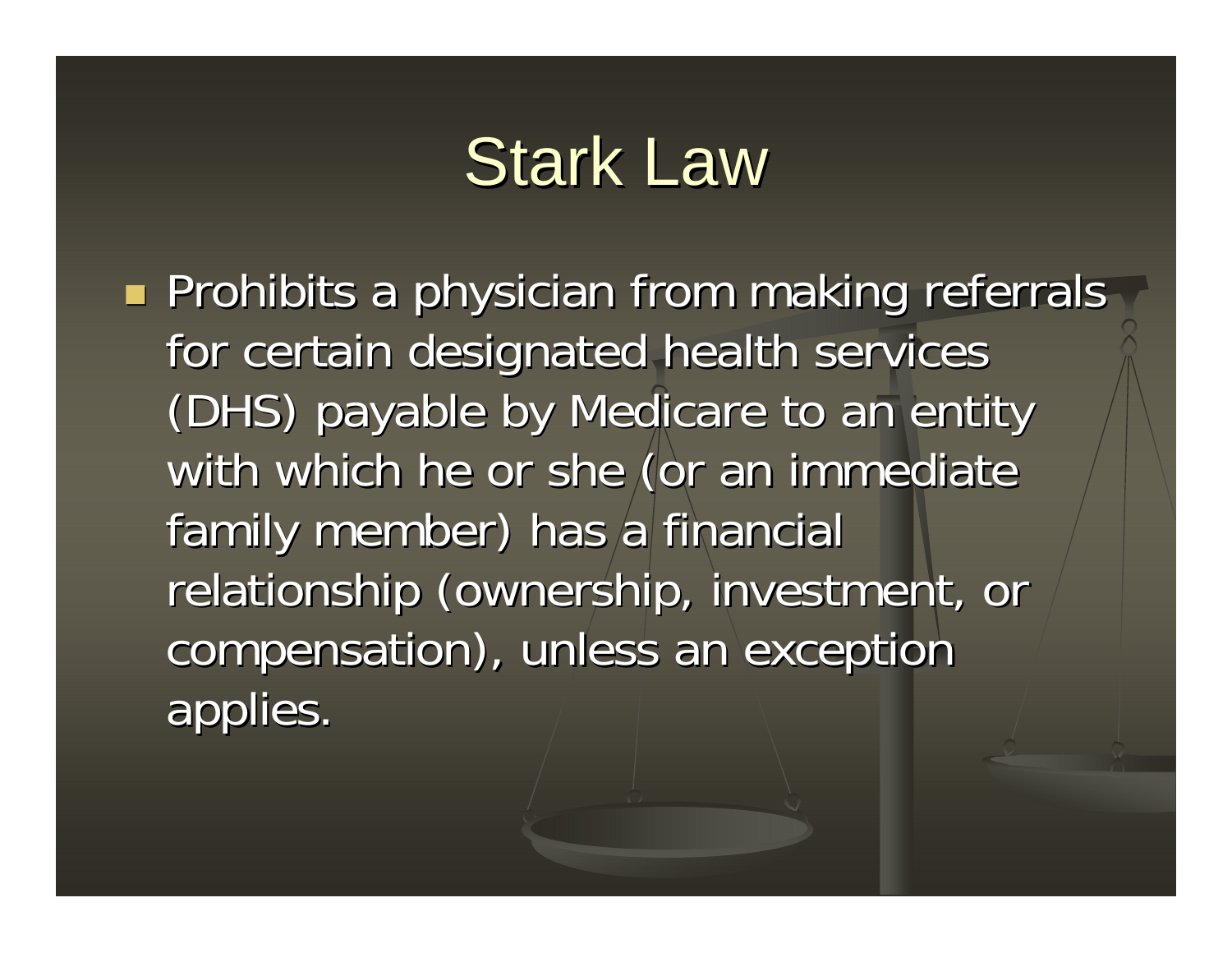# Stark Law

- Prohibits a physician from making referrals for certain designated health services (DHS) payable by Medicare to an entity with which he or she (or an immediate family member) has a financial relationship (ownership, investment, or compensation), unless an exception applies.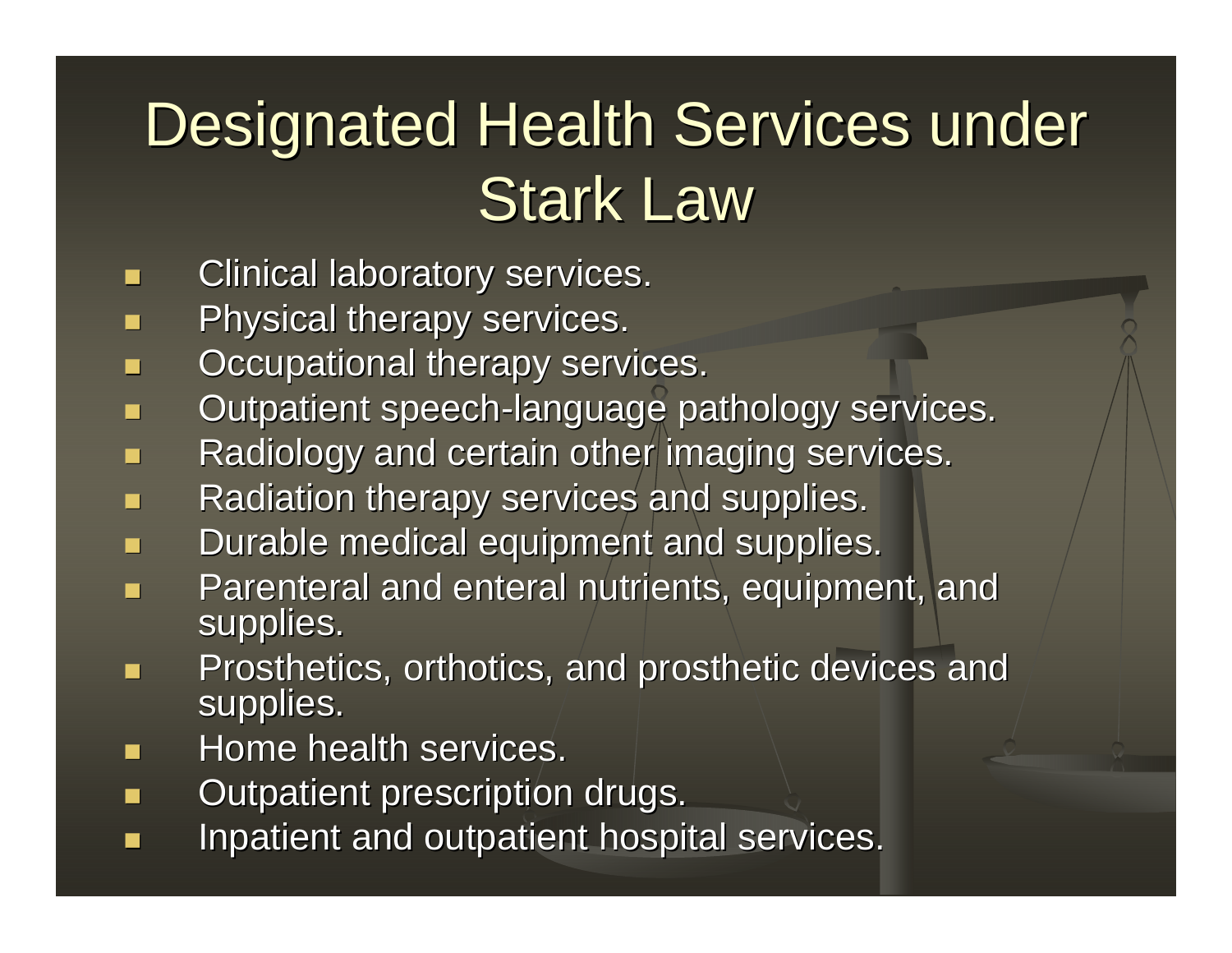# Designated Health Services under Stark Law

- Clinical laboratory services.
- Physical therapy services.
- Occupational therapy services.
- Outpatient speech-language pathology services.
- Radiology and certain other imaging services.
- Radiation therapy services and supplies.
- Durable medical equipment and supplies.
- Parenteral and enteral nutrients, equipment, and supplies.
- Prosthetics, orthotics, and prosthetic devices and supplies.
- Home health services.
- Outpatient prescription drugs.
- Inpatient and outpatient hospital services.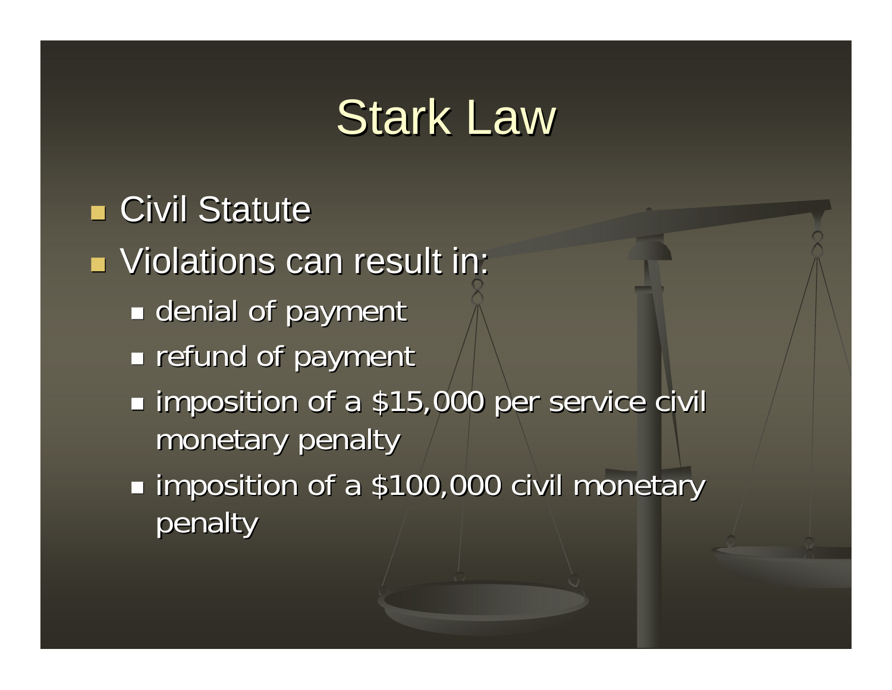# Stark Law

- Civil Statute
- Violations can result in:
  - denial of payment
  - refund of payment
  - imposition of a $15,000 per service civil monetary penalty
  - imposition of a $100,000 civil monetary penalty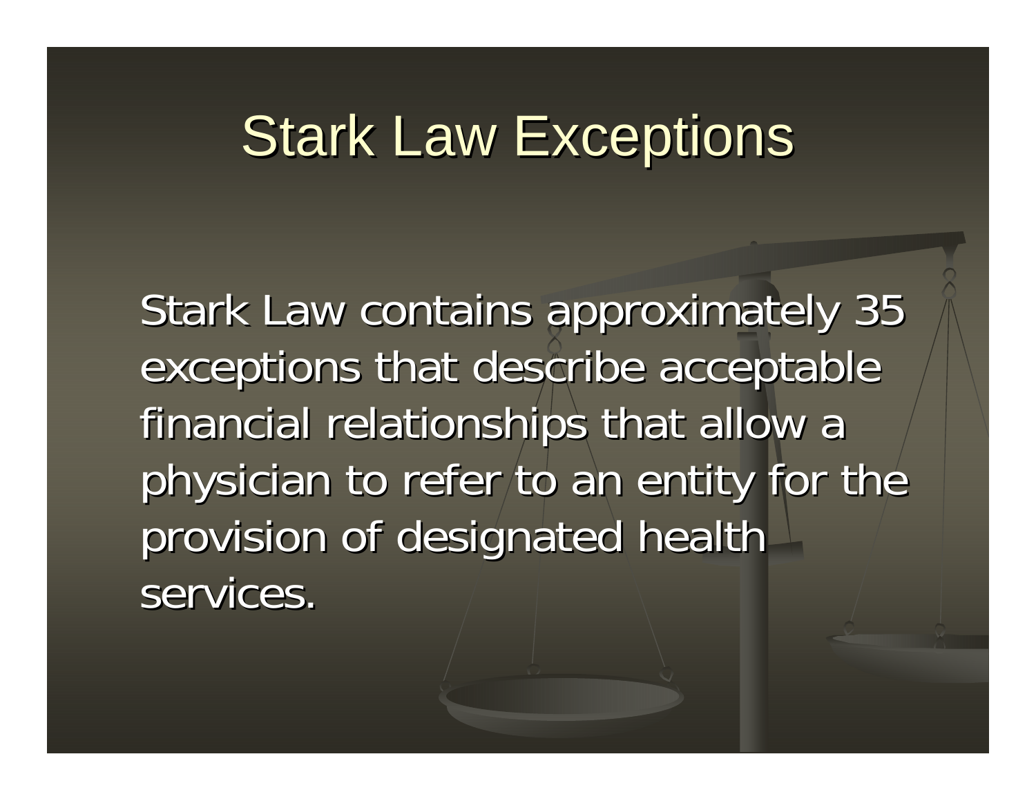# Stark Law Exceptions

Stark Law contains approximately 35 exceptions that describe acceptable financial relationships that allow a physician to refer to an entity for the provision of designated health services.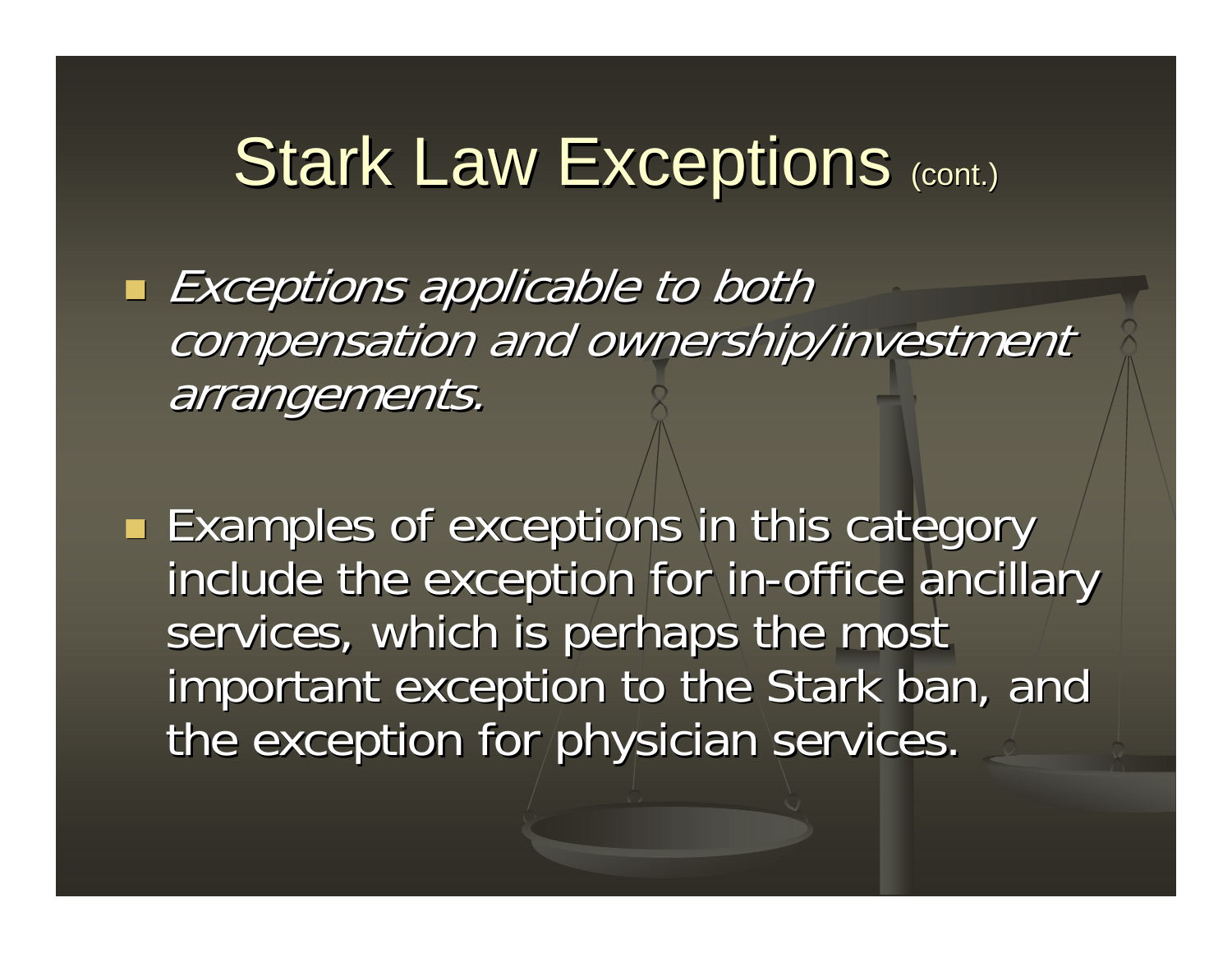# Stark Law Exceptions (cont.)

- *Exceptions applicable to both compensation and ownership/investment arrangements.*

- Examples of exceptions in this category include the exception for in-office ancillary services, which is perhaps the most important exception to the Stark ban, and the exception for physician services.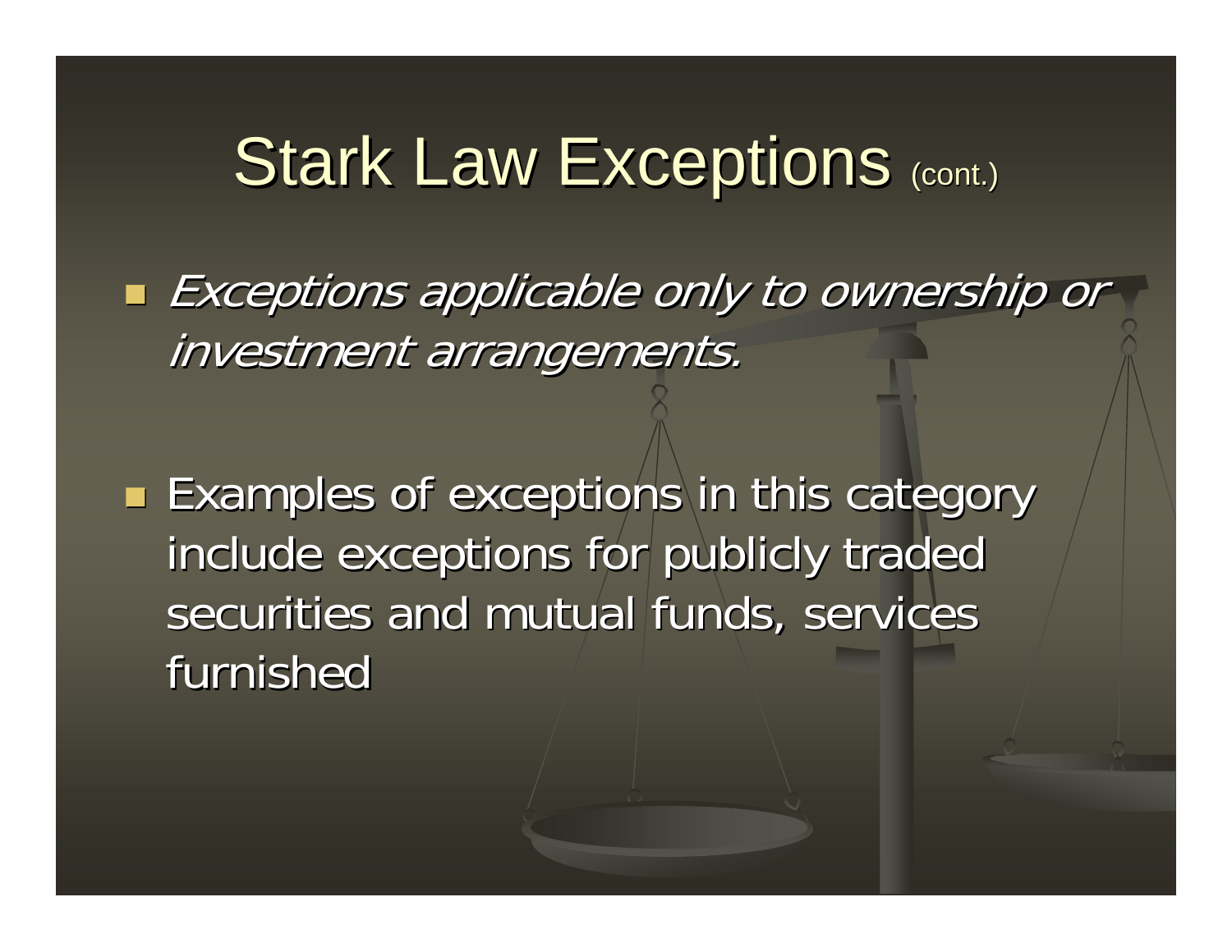# Stark Law Exceptions (cont.)

- *Exceptions applicable only to ownership or investment arrangements.*

- Examples of exceptions in this category include exceptions for publicly traded securities and mutual funds, services furnished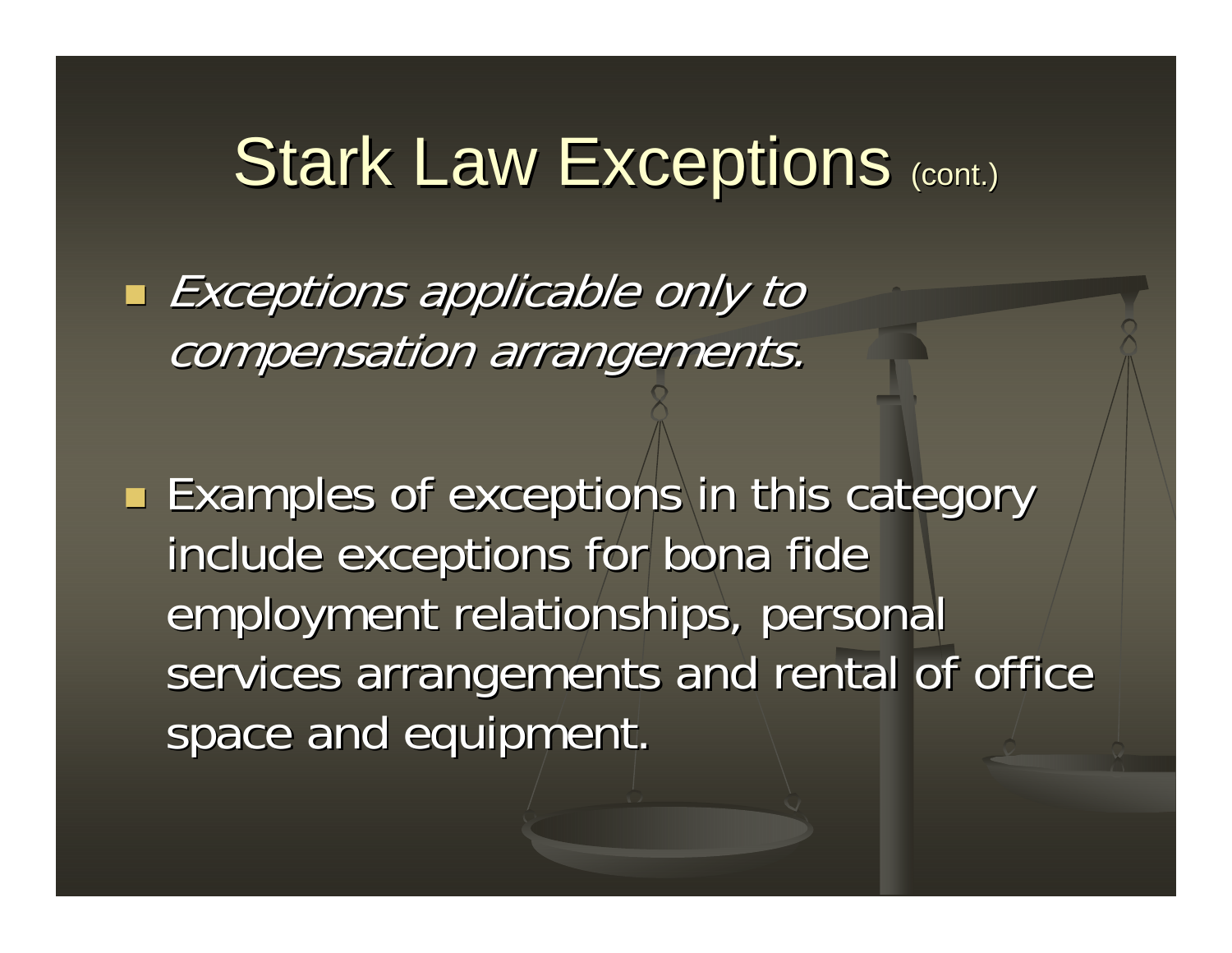# Stark Law Exceptions (cont.)

- *Exceptions applicable only to compensation arrangements.*

- Examples of exceptions in this category include exceptions for bona fide employment relationships, personal services arrangements and rental of office space and equipment.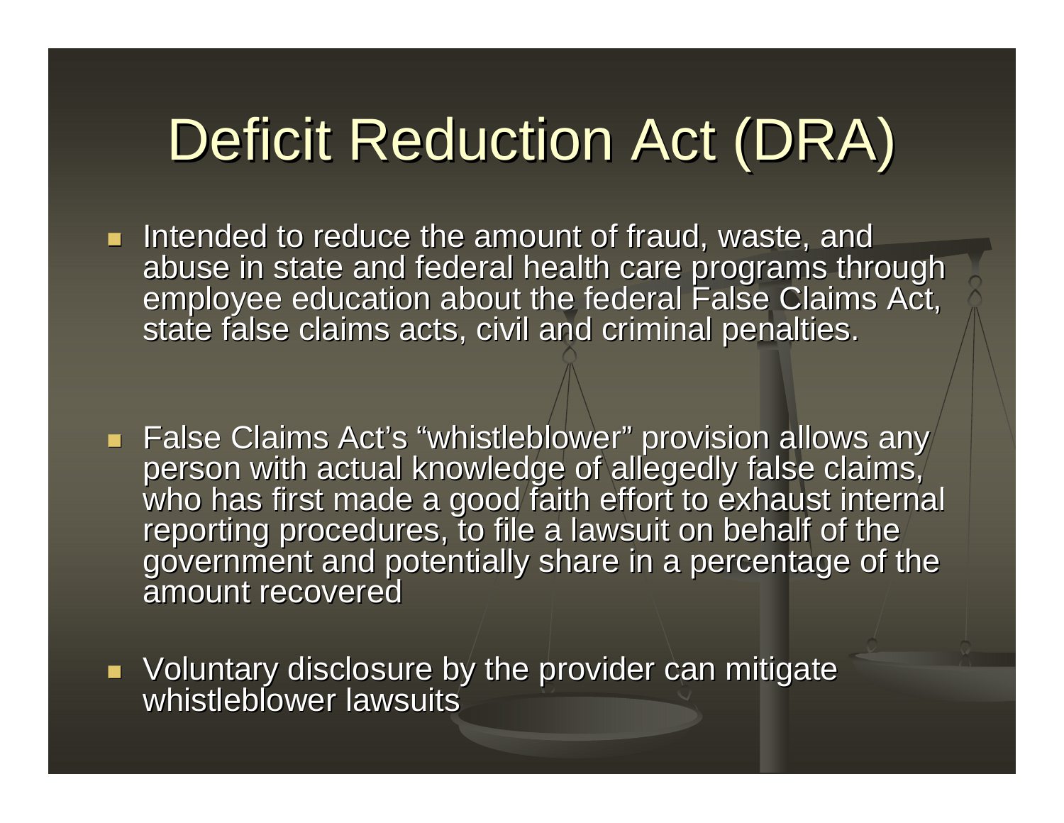# Deficit Reduction Act (DRA)

- Intended to reduce the amount of fraud, waste, and abuse in state and federal health care programs through employee education about the federal False Claims Act, state false claims acts, civil and criminal penalties.

- False Claims Act's "whistleblower" provision allows any person with actual knowledge of allegedly false claims, who has first made a good faith effort to exhaust internal reporting procedures, to file a lawsuit on behalf of the government and potentially share in a percentage of the amount recovered

- Voluntary disclosure by the provider can mitigate whistleblower lawsuits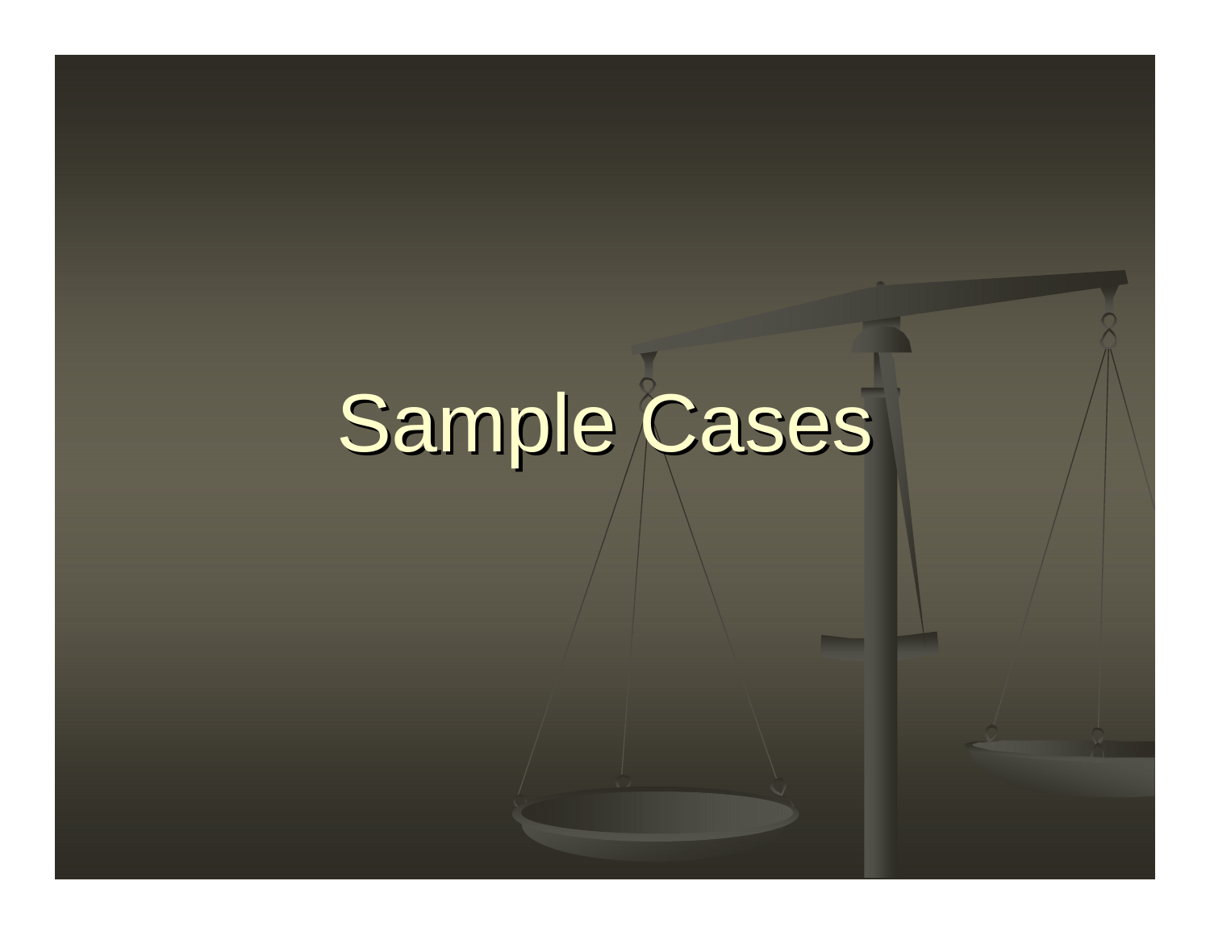# Sample Cases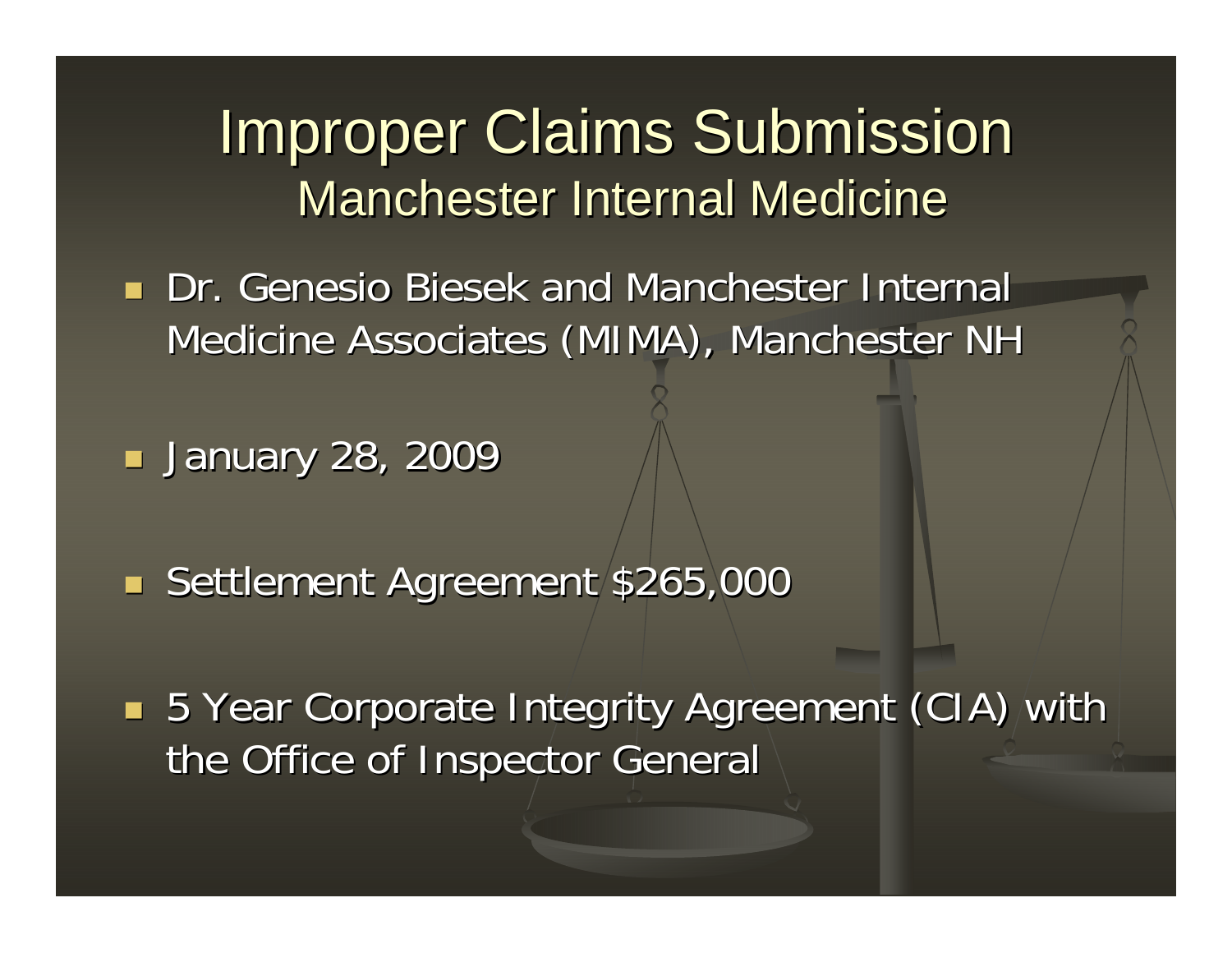# Improper Claims Submission

## Manchester Internal Medicine

- Dr. Genesio Biesek and Manchester Internal Medicine Associates (MIMA), Manchester NH
- January 28, 2009
- Settlement Agreement $265,000
- 5 Year Corporate Integrity Agreement (CIA) with the Office of Inspector General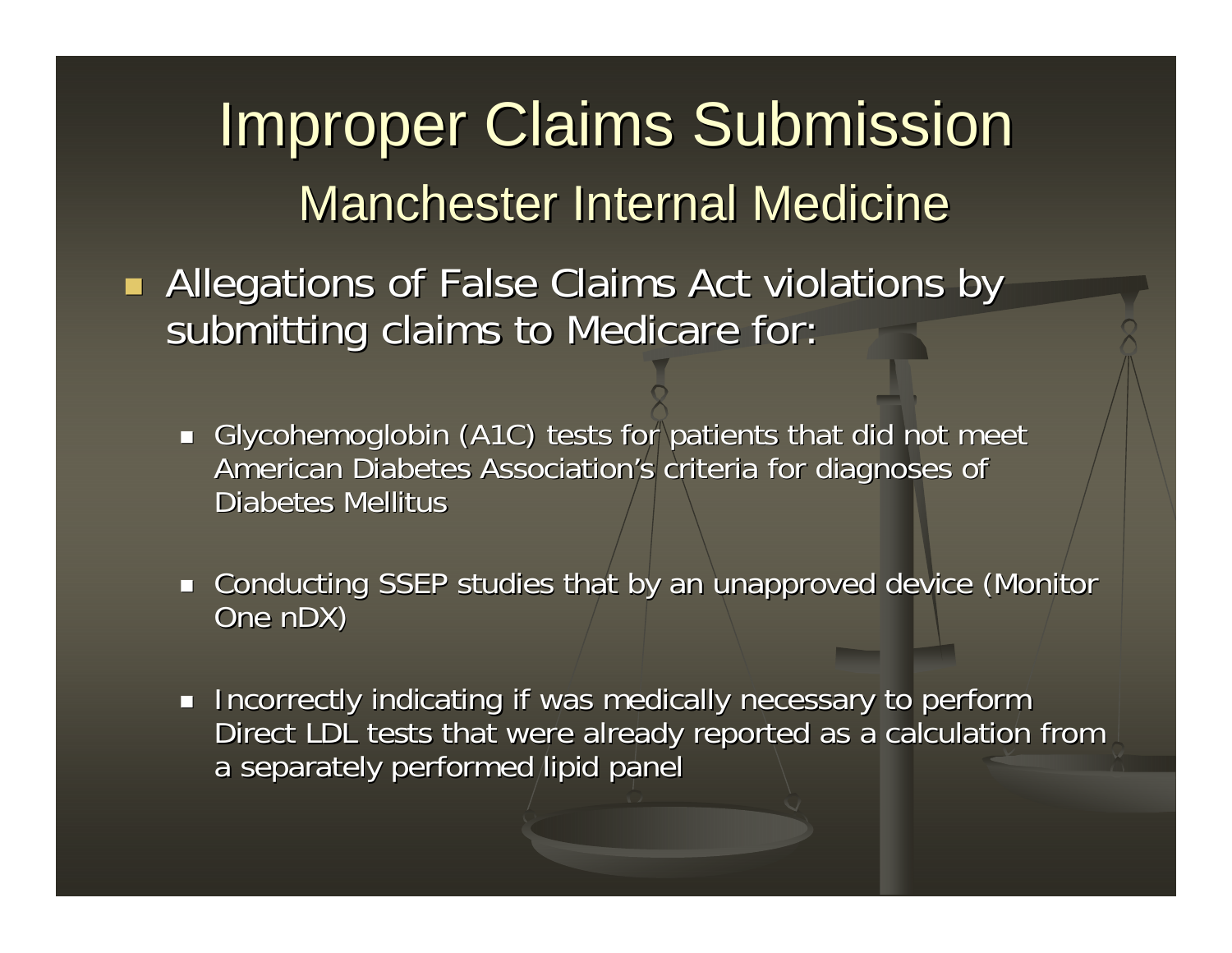# Improper Claims Submission

## Manchester Internal Medicine

- Allegations of False Claims Act violations by submitting claims to Medicare for:
  - Glycohemoglobin (A1C) tests for patients that did not meet American Diabetes Association's criteria for diagnoses of Diabetes Mellitus
  - Conducting SSEP studies that by an unapproved device (Monitor One nDX)
  - Incorrectly indicating if was medically necessary to perform Direct LDL tests that were already reported as a calculation from a separately performed lipid panel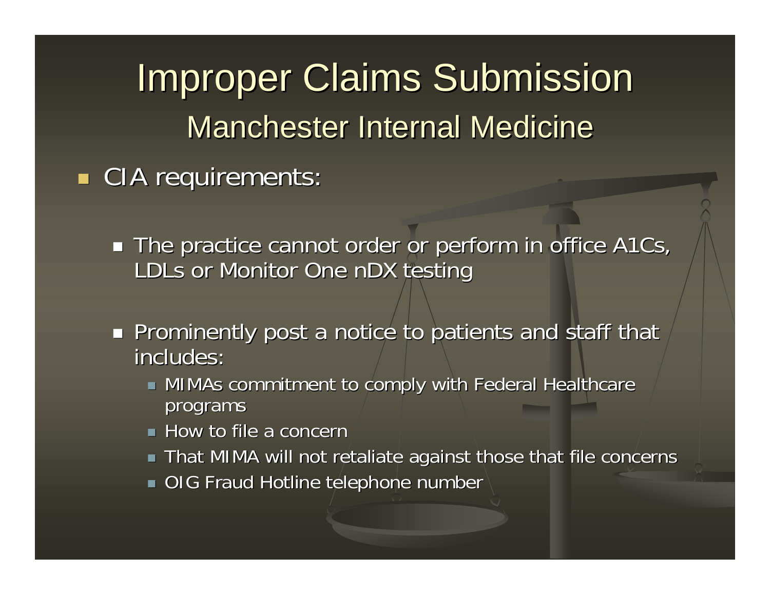# Improper Claims Submission

## Manchester Internal Medicine

- CIA requirements:
  - The practice cannot order or perform in office A1Cs, LDLs or Monitor One nDX testing
  - Prominently post a notice to patients and staff that includes:
    - MIMAs commitment to comply with Federal Healthcare programs
    - How to file a concern
    - That MIMA will not retaliate against those that file concerns
    - OIG Fraud Hotline telephone number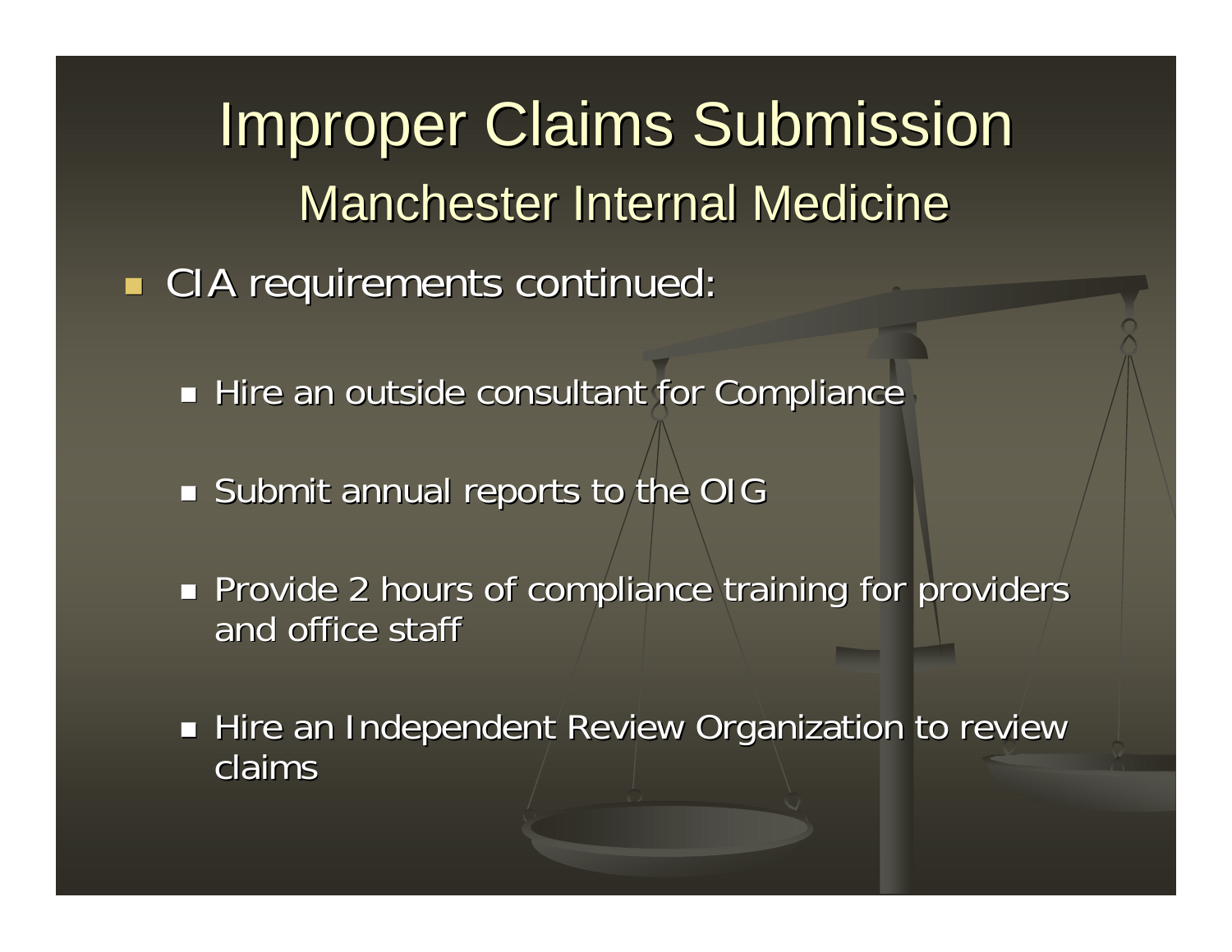# Improper Claims Submission

## Manchester Internal Medicine

- CIA requirements continued:
  - Hire an outside consultant for Compliance
  - Submit annual reports to the OIG
  - Provide 2 hours of compliance training for providers and office staff
  - Hire an Independent Review Organization to review claims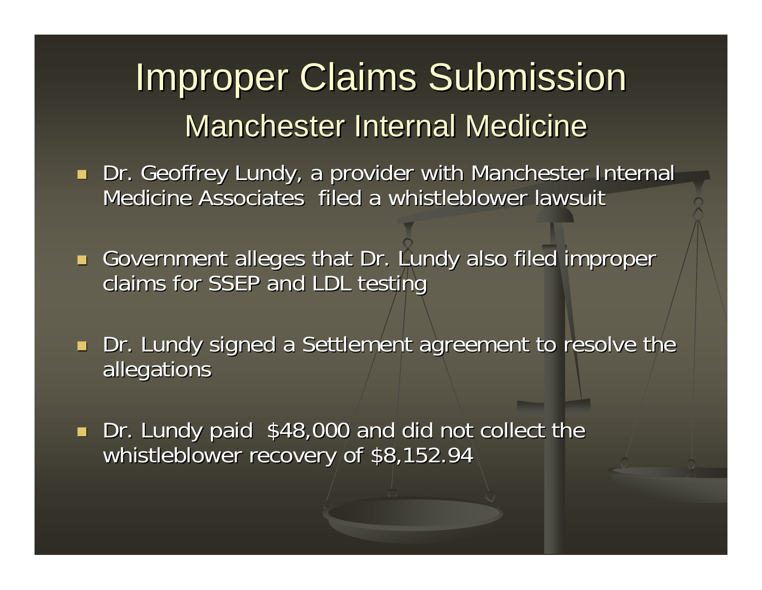# Improper Claims Submission

## Manchester Internal Medicine

- Dr. Geoffrey Lundy, a provider with Manchester Internal Medicine Associates filed a whistleblower lawsuit
- Government alleges that Dr. Lundy also filed improper claims for SSEP and LDL testing
- Dr. Lundy signed a Settlement agreement to resolve the allegations
- Dr. Lundy paid $48,000 and did not collect the whistleblower recovery of $8,152.94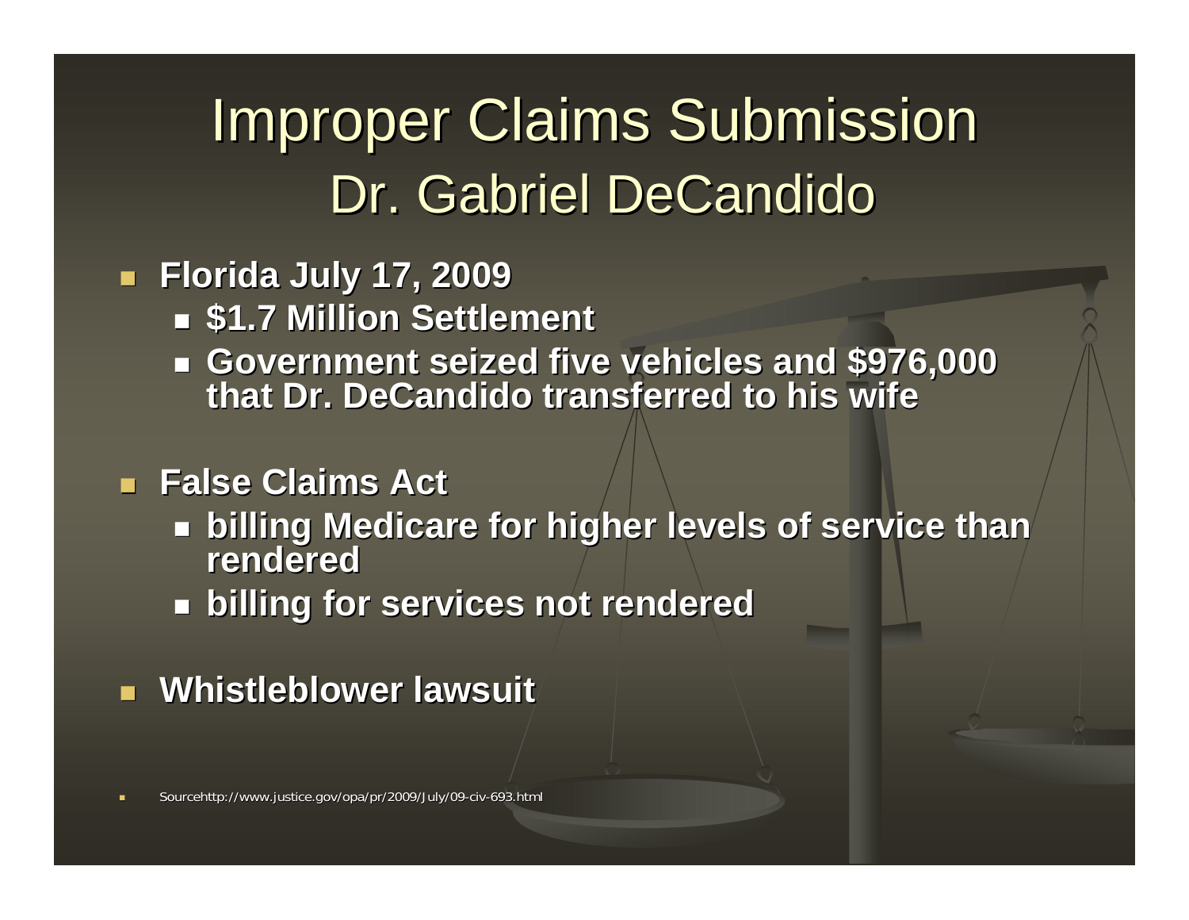# Improper Claims Submission
## Dr. Gabriel DeCandido

- **Florida July 17, 2009**
  - **$1.7 Million Settlement**
  - **Government seized five vehicles and $976,000 that Dr. DeCandido transferred to his wife**
- **False Claims Act**
  - **billing Medicare for higher levels of service than rendered**
  - **billing for services not rendered**
- **Whistleblower lawsuit**

- Sourcehttp://www.justice.gov/opa/pr/2009/July/09-civ-693.html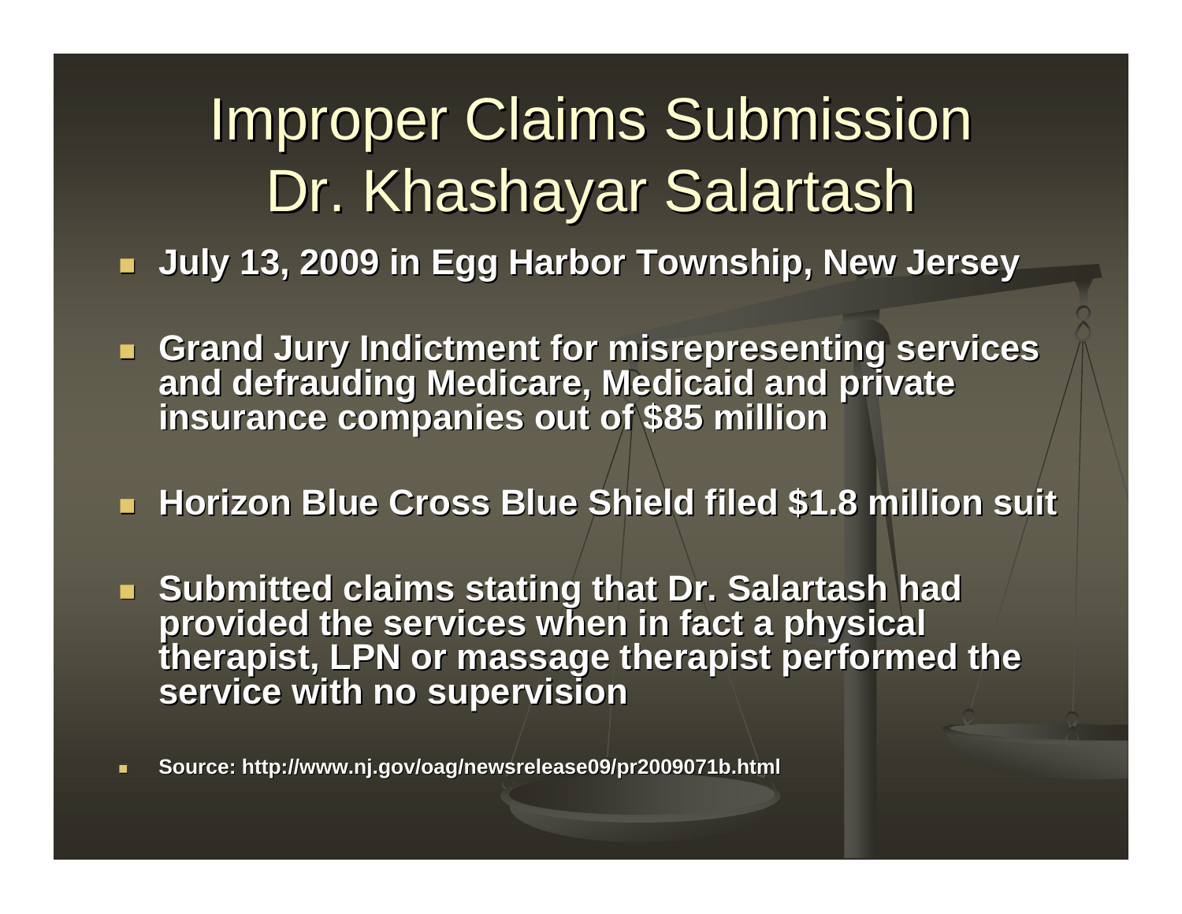# Improper Claims Submission Dr. Khashayar Salartash

- **July 13, 2009 in Egg Harbor Township, New Jersey**
- **Grand Jury Indictment for misrepresenting services and defrauding Medicare, Medicaid and private insurance companies out of $85 million**
- **Horizon Blue Cross Blue Shield filed $1.8 million suit**
- **Submitted claims stating that Dr. Salartash had provided the services when in fact a physical therapist, LPN or massage therapist performed the service with no supervision**
- **Source: http://www.nj.gov/oag/newsrelease09/pr2009071b.html**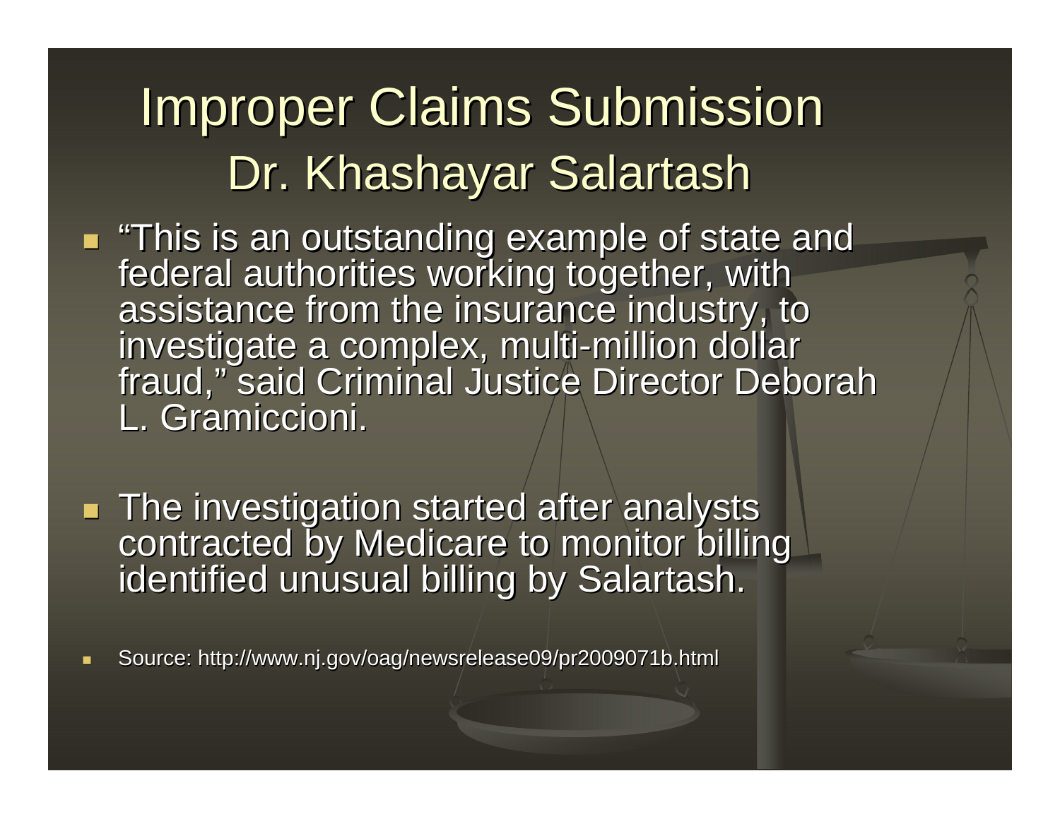# Improper Claims Submission

## Dr. Khashayar Salartash

- "This is an outstanding example of state and federal authorities working together, with assistance from the insurance industry, to investigate a complex, multi-million dollar fraud," said Criminal Justice Director Deborah L. Gramiccioni.

- The investigation started after analysts contracted by Medicare to monitor billing identified unusual billing by Salartash.

- Source: http://www.nj.gov/oag/newsrelease09/pr2009071b.html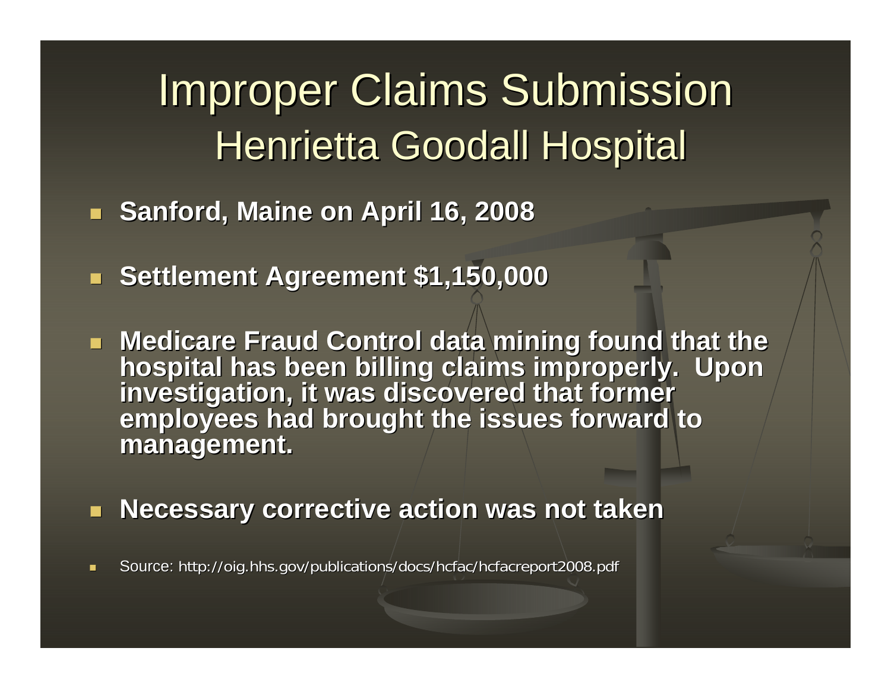# Improper Claims Submission
## Henrietta Goodall Hospital

- **Sanford, Maine on April 16, 2008**
- **Settlement Agreement $1,150,000**
- **Medicare Fraud Control data mining found that the hospital has been billing claims improperly. Upon investigation, it was discovered that former employees had brought the issues forward to management.**
- **Necessary corrective action was not taken**
- Source: http://oig.hhs.gov/publications/docs/hcfac/hcfacreport2008.pdf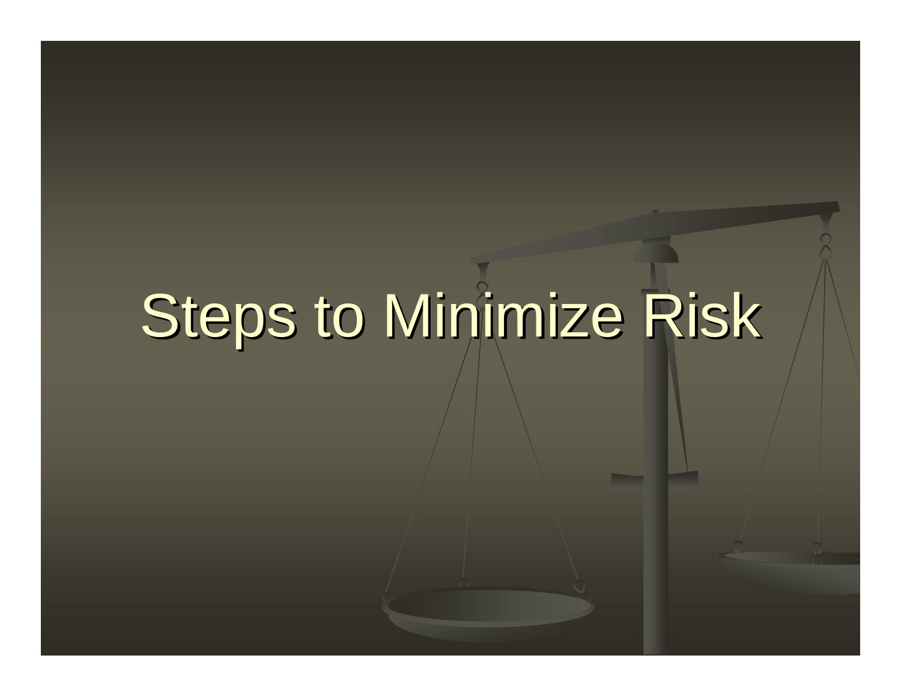# Steps to Minimize Risk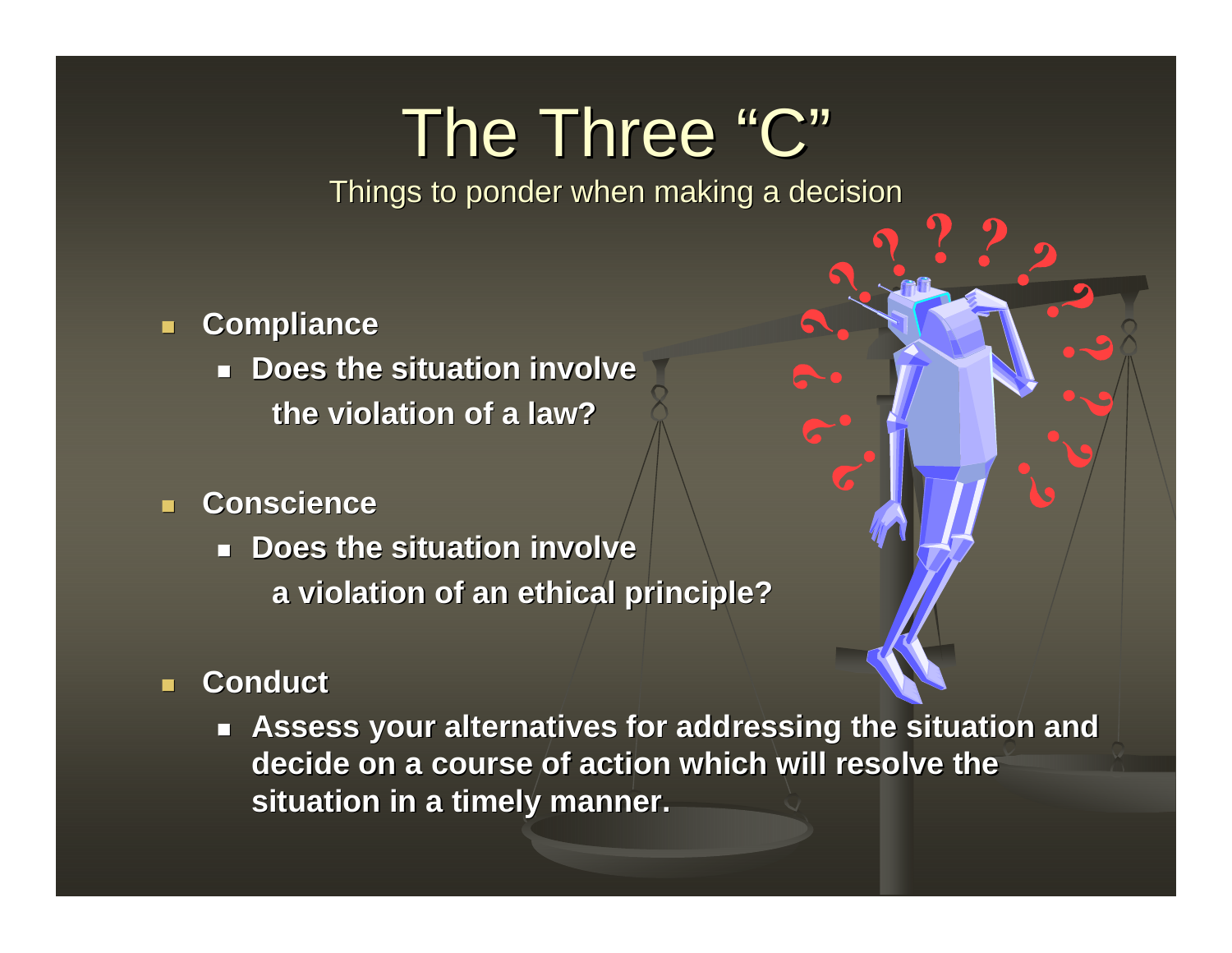# The Three "C"

Things to ponder when making a decision

- **Compliance**
  - **Does the situation involve the violation of a law?**
- **Conscience**
  - **Does the situation involve a violation of an ethical principle?**
- **Conduct**
  - **Assess your alternatives for addressing the situation and decide on a course of action which will resolve the situation in a timely manner.**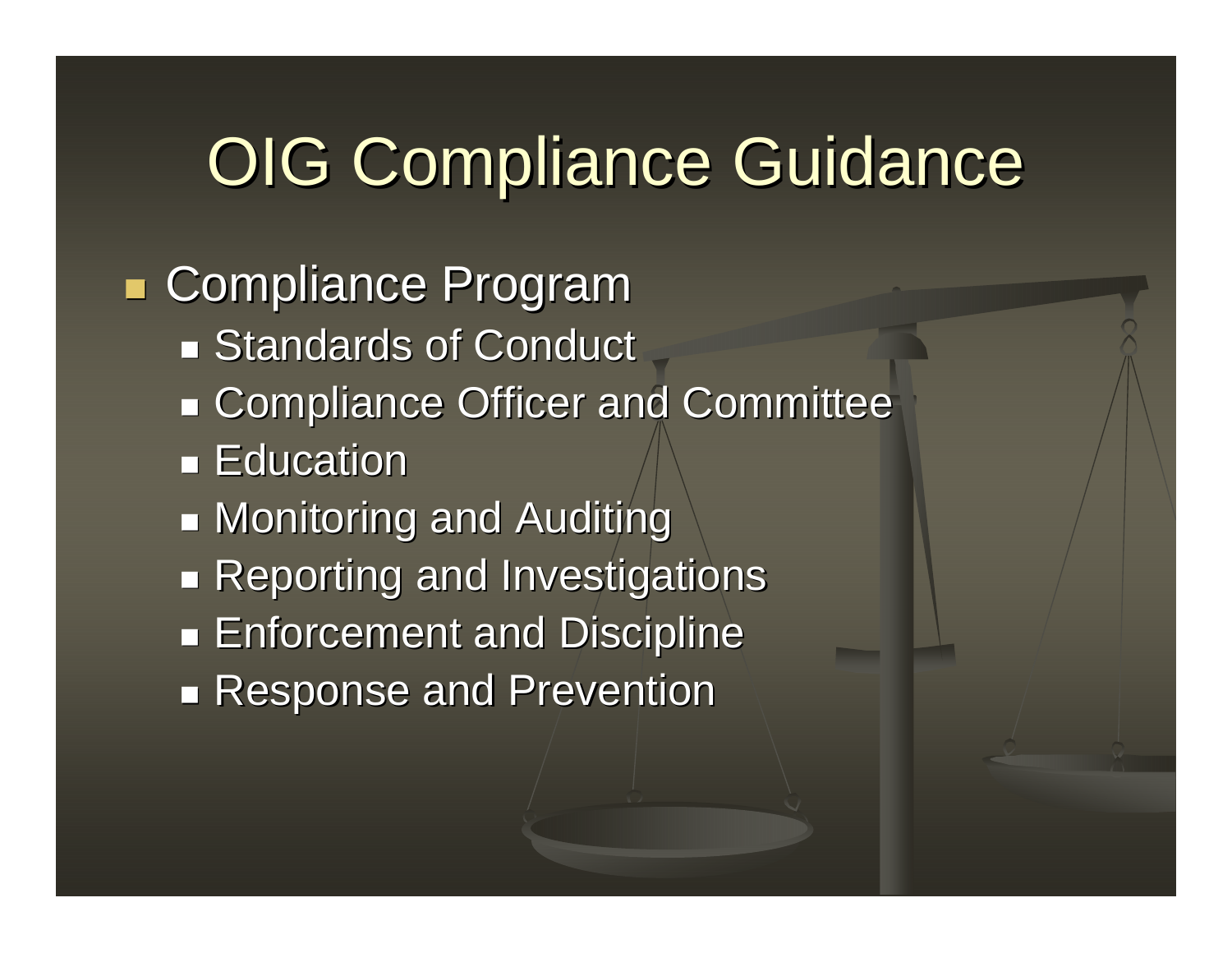# OIG Compliance Guidance

- Compliance Program
  - Standards of Conduct
  - Compliance Officer and Committee
  - Education
  - Monitoring and Auditing
  - Reporting and Investigations
  - Enforcement and Discipline
  - Response and Prevention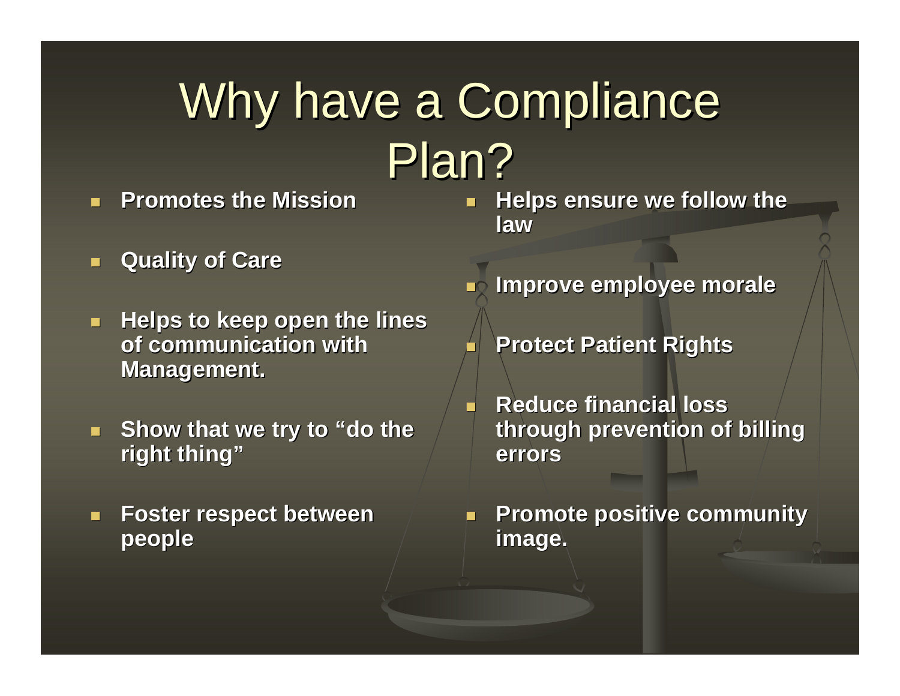# Why have a Compliance Plan?

- **Promotes the Mission**
- **Quality of Care**
- **Helps to keep open the lines of communication with Management.**
- **Show that we try to "do the right thing"**
- **Foster respect between people**
- **Helps ensure we follow the law**
- **Improve employee morale**
- **Protect Patient Rights**
- **Reduce financial loss through prevention of billing errors**
- **Promote positive community image.**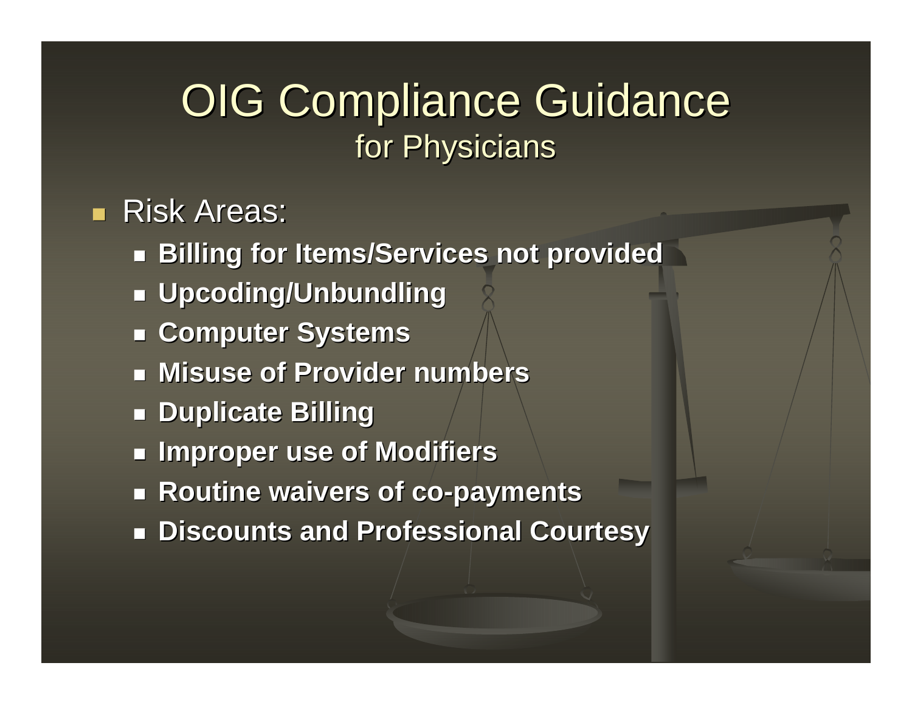# OIG Compliance Guidance
## for Physicians

- Risk Areas:
  - **Billing for Items/Services not provided**
  - **Upcoding/Unbundling**
  - **Computer Systems**
  - **Misuse of Provider numbers**
  - **Duplicate Billing**
  - **Improper use of Modifiers**
  - **Routine waivers of co-payments**
  - **Discounts and Professional Courtesy**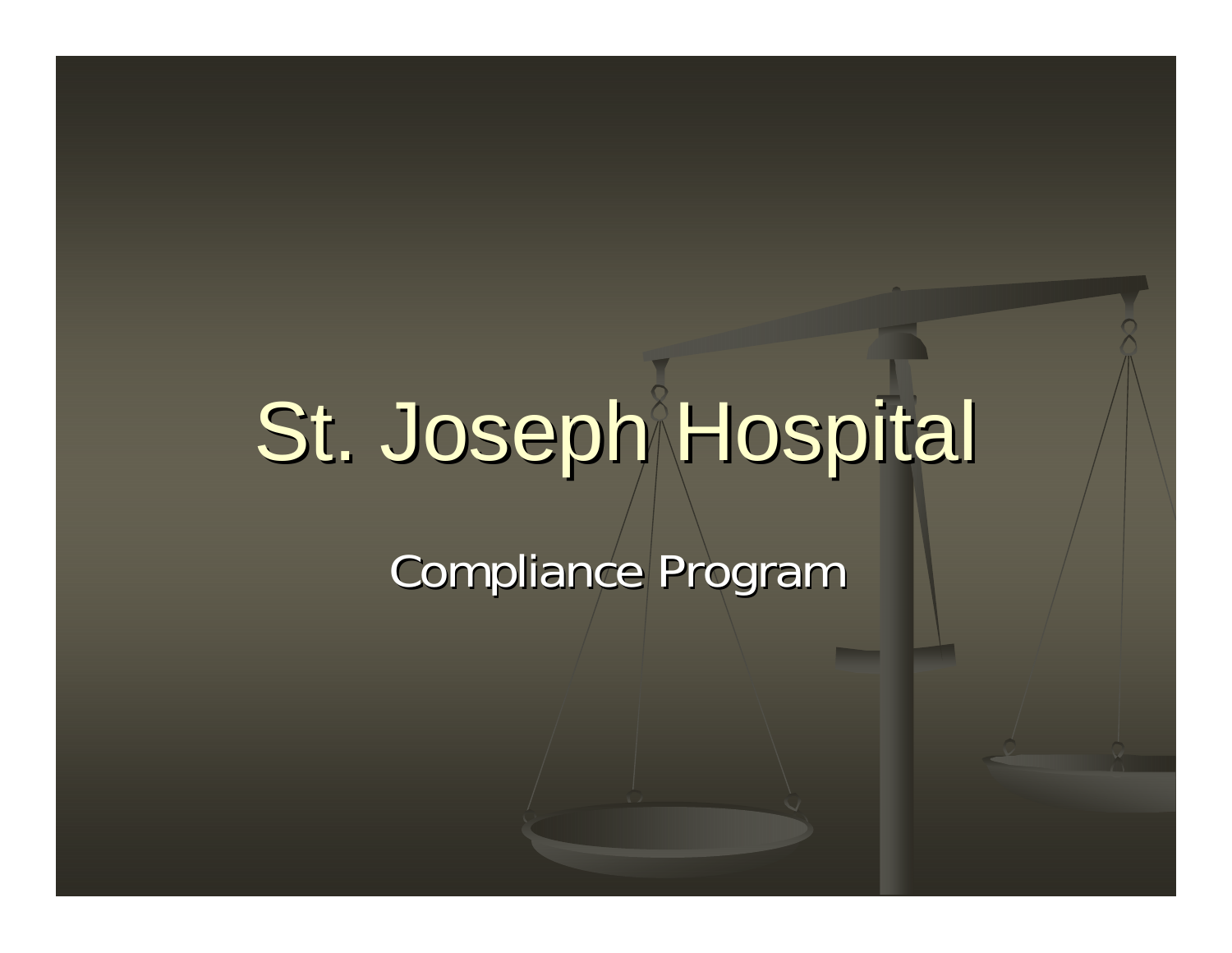# St. Joseph Hospital

Compliance Program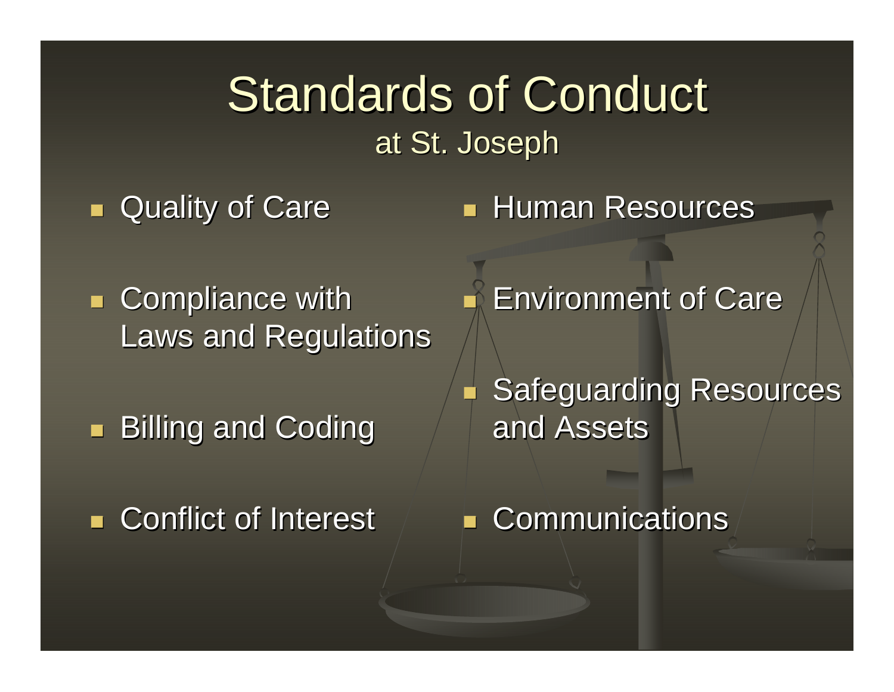# Standards of Conduct

at St. Joseph

- Quality of Care
- Compliance with Laws and Regulations
- Billing and Coding
- Conflict of Interest
- Human Resources
- Environment of Care
- Safeguarding Resources and Assets
- Communications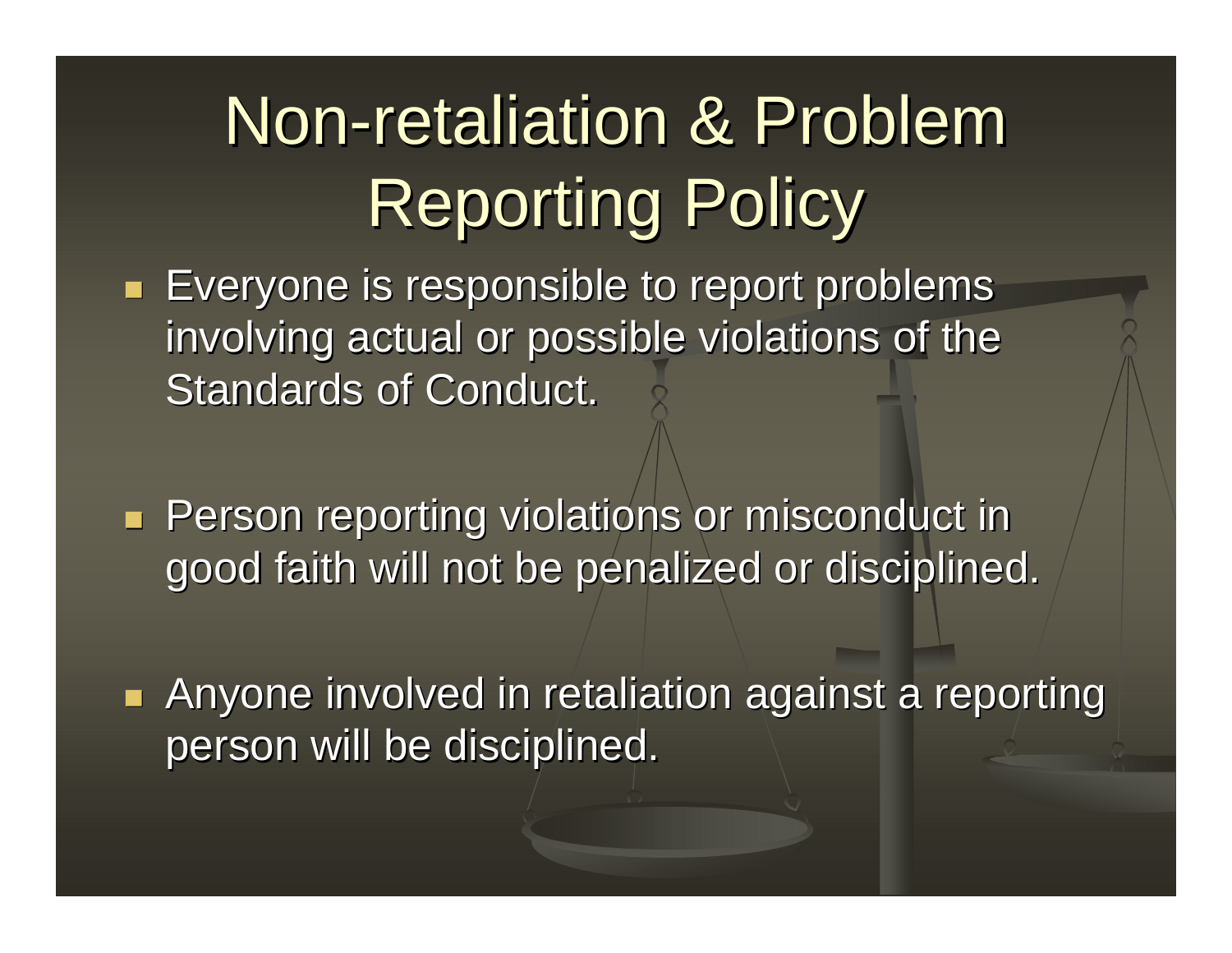# Non-retaliation & Problem Reporting Policy

- Everyone is responsible to report problems involving actual or possible violations of the Standards of Conduct.
- Person reporting violations or misconduct in good faith will not be penalized or disciplined.
- Anyone involved in retaliation against a reporting person will be disciplined.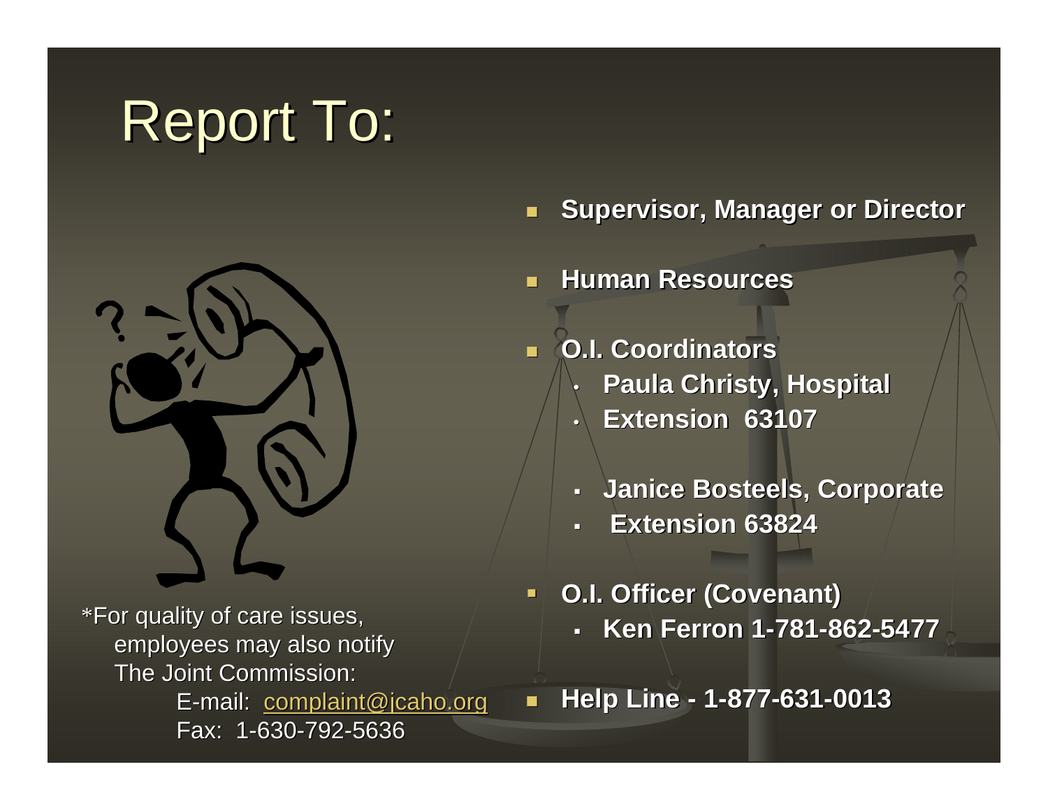# Report To:

- **Supervisor, Manager or Director**
- **Human Resources**
- **O.I. Coordinators**
  - **Paula Christy, Hospital**
  - **Extension 63107**
  - **Janice Bosteels, Corporate**
  - **Extension 63824**
- **O.I. Officer (Covenant)**
  - **Ken Ferron 1-781-862-5477**
- **Help Line - 1-877-631-0013**

*For quality of care issues, employees may also notify The Joint Commission:
E-mail: complaint@jcaho.org
Fax: 1-630-792-5636